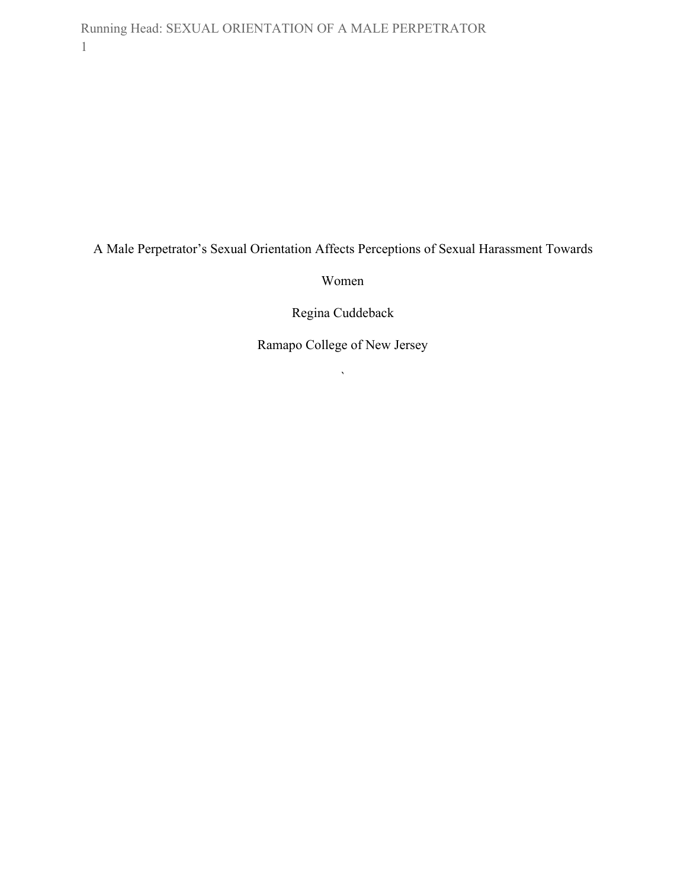# A Male Perpetrator's Sexual Orientation Affects Perceptions of Sexual Harassment Towards Women

Regina Cuddeback

Ramapo College of New Jersey

`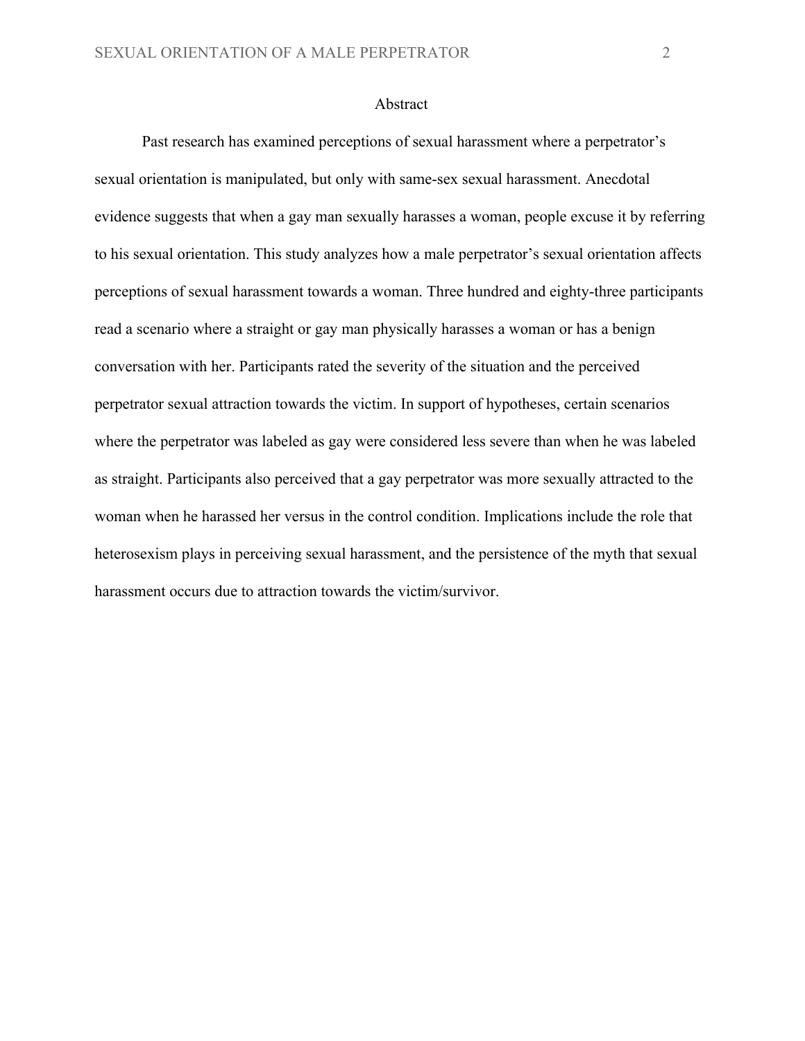# Abstract

Past research has examined perceptions of sexual harassment where a perpetrator's sexual orientation is manipulated, but only with same-sex sexual harassment. Anecdotal evidence suggests that when a gay man sexually harasses a woman, people excuse it by referring to his sexual orientation. This study analyzes how a male perpetrator's sexual orientation affects perceptions of sexual harassment towards a woman. Three hundred and eighty-three participants read a scenario where a straight or gay man physically harasses a woman or has a benign conversation with her. Participants rated the severity of the situation and the perceived perpetrator sexual attraction towards the victim. In support of hypotheses, certain scenarios where the perpetrator was labeled as gay were considered less severe than when he was labeled as straight. Participants also perceived that a gay perpetrator was more sexually attracted to the woman when he harassed her versus in the control condition. Implications include the role that heterosexism plays in perceiving sexual harassment, and the persistence of the myth that sexual harassment occurs due to attraction towards the victim/survivor.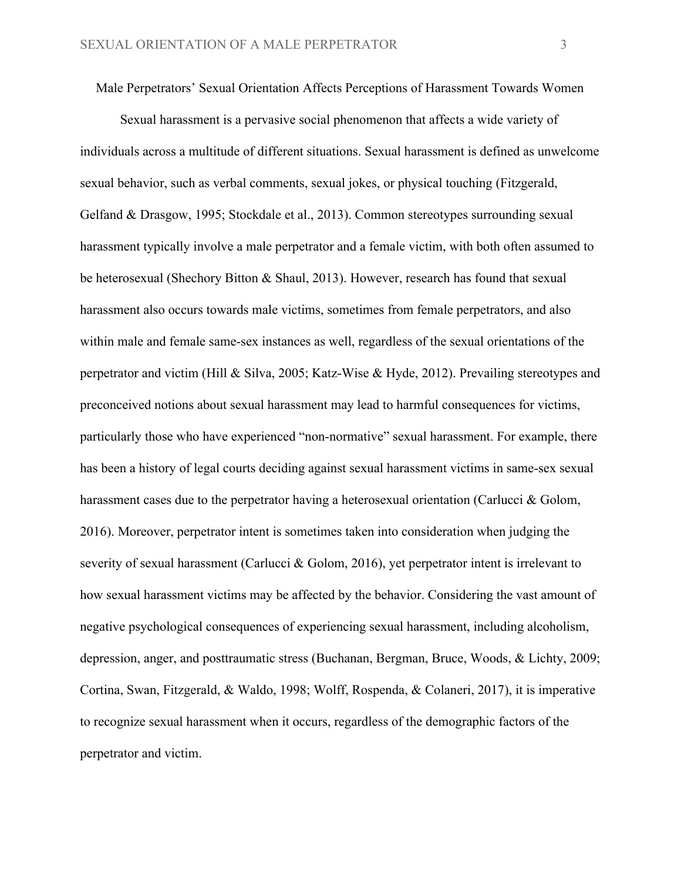# Male Perpetrators' Sexual Orientation Affects Perceptions of Harassment Towards Women

Sexual harassment is a pervasive social phenomenon that affects a wide variety of individuals across a multitude of different situations. Sexual harassment is defined as unwelcome sexual behavior, such as verbal comments, sexual jokes, or physical touching (Fitzgerald, Gelfand & Drasgow, 1995; Stockdale et al., 2013). Common stereotypes surrounding sexual harassment typically involve a male perpetrator and a female victim, with both often assumed to be heterosexual (Shechory Bitton & Shaul, 2013). However, research has found that sexual harassment also occurs towards male victims, sometimes from female perpetrators, and also within male and female same-sex instances as well, regardless of the sexual orientations of the perpetrator and victim (Hill & Silva, 2005; Katz-Wise & Hyde, 2012). Prevailing stereotypes and preconceived notions about sexual harassment may lead to harmful consequences for victims, particularly those who have experienced "non-normative" sexual harassment. For example, there has been a history of legal courts deciding against sexual harassment victims in same-sex sexual harassment cases due to the perpetrator having a heterosexual orientation (Carlucci & Golom, 2016). Moreover, perpetrator intent is sometimes taken into consideration when judging the severity of sexual harassment (Carlucci & Golom, 2016), yet perpetrator intent is irrelevant to how sexual harassment victims may be affected by the behavior. Considering the vast amount of negative psychological consequences of experiencing sexual harassment, including alcoholism, depression, anger, and posttraumatic stress (Buchanan, Bergman, Bruce, Woods, & Lichty, 2009; Cortina, Swan, Fitzgerald, & Waldo, 1998; Wolff, Rospenda, & Colaneri, 2017), it is imperative to recognize sexual harassment when it occurs, regardless of the demographic factors of the perpetrator and victim.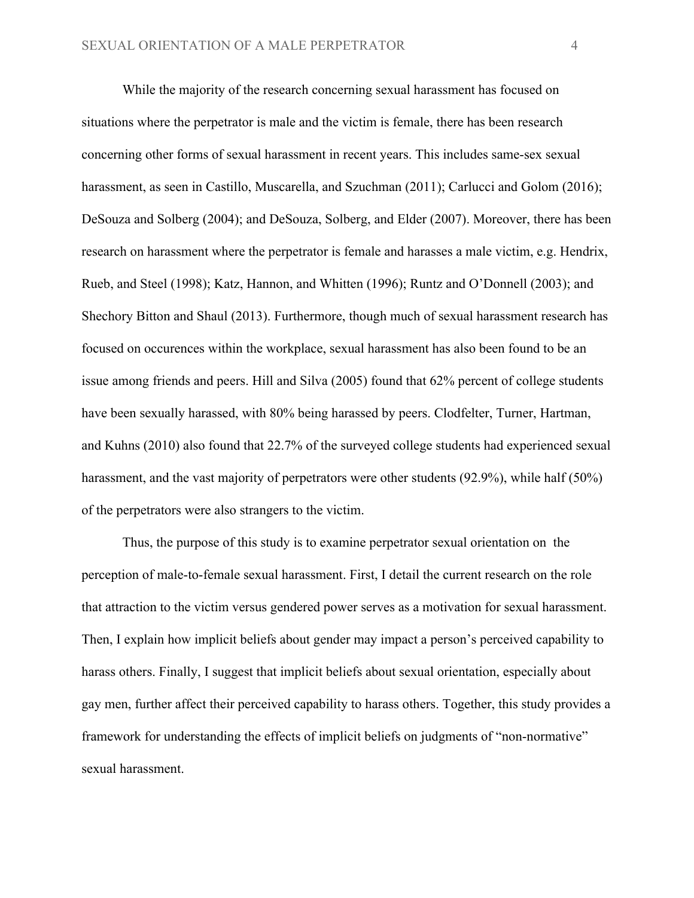While the majority of the research concerning sexual harassment has focused on situations where the perpetrator is male and the victim is female, there has been research concerning other forms of sexual harassment in recent years. This includes same-sex sexual harassment, as seen in Castillo, Muscarella, and Szuchman (2011); Carlucci and Golom (2016); DeSouza and Solberg (2004); and DeSouza, Solberg, and Elder (2007). Moreover, there has been research on harassment where the perpetrator is female and harasses a male victim, e.g. Hendrix, Rueb, and Steel (1998); Katz, Hannon, and Whitten (1996); Runtz and O'Donnell (2003); and Shechory Bitton and Shaul (2013). Furthermore, though much of sexual harassment research has focused on occurences within the workplace, sexual harassment has also been found to be an issue among friends and peers. Hill and Silva (2005) found that 62% percent of college students have been sexually harassed, with 80% being harassed by peers. Clodfelter, Turner, Hartman, and Kuhns (2010) also found that 22.7% of the surveyed college students had experienced sexual harassment, and the vast majority of perpetrators were other students (92.9%), while half (50%) of the perpetrators were also strangers to the victim.

Thus, the purpose of this study is to examine perpetrator sexual orientation on the perception of male-to-female sexual harassment. First, I detail the current research on the role that attraction to the victim versus gendered power serves as a motivation for sexual harassment. Then, I explain how implicit beliefs about gender may impact a person's perceived capability to harass others. Finally, I suggest that implicit beliefs about sexual orientation, especially about gay men, further affect their perceived capability to harass others. Together, this study provides a framework for understanding the effects of implicit beliefs on judgments of "non-normative" sexual harassment.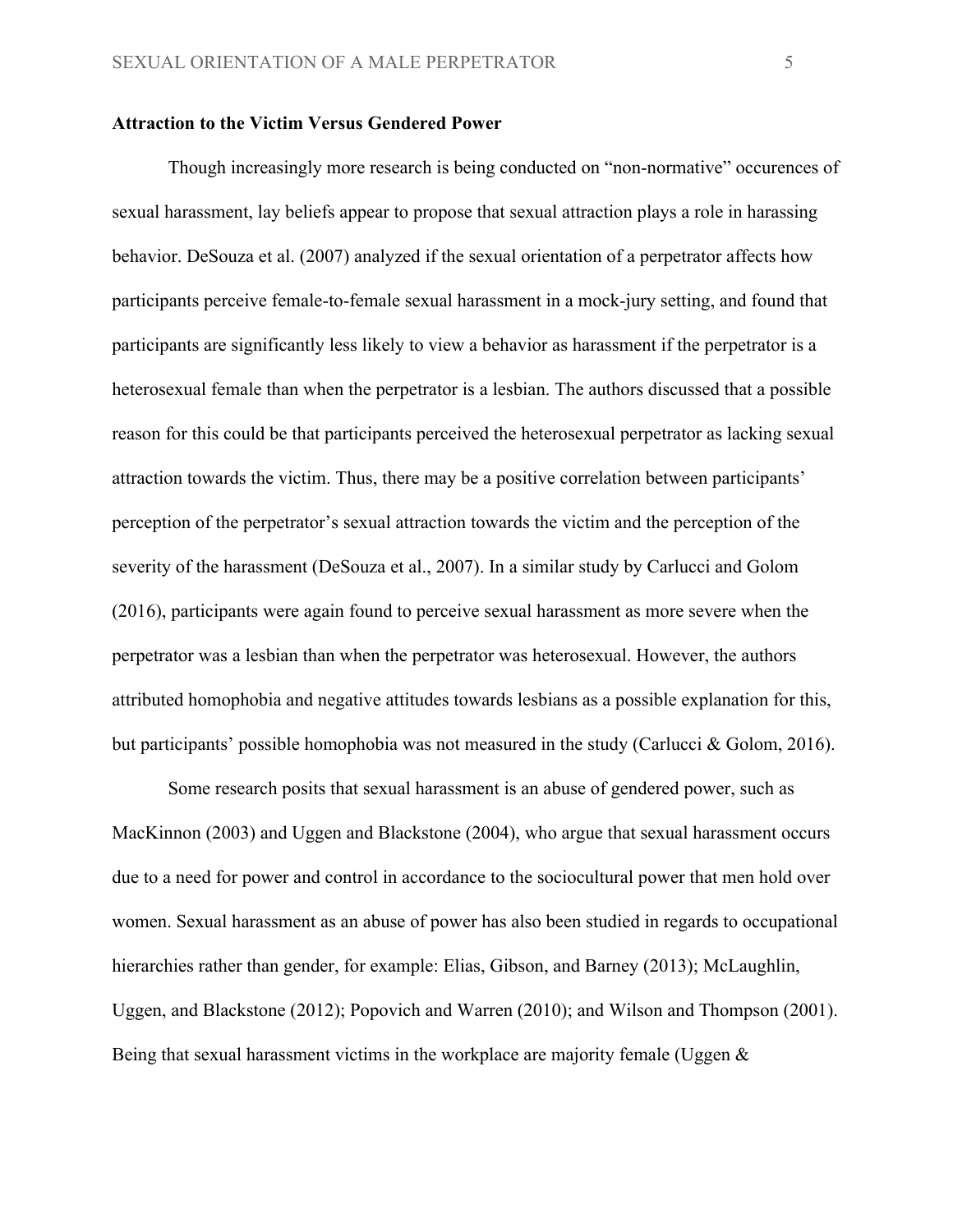**Attraction to the Victim Versus Gendered Power**

Though increasingly more research is being conducted on “non-normative” occurences of sexual harassment, lay beliefs appear to propose that sexual attraction plays a role in harassing behavior. DeSouza et al. (2007) analyzed if the sexual orientation of a perpetrator affects how participants perceive female-to-female sexual harassment in a mock-jury setting, and found that participants are significantly less likely to view a behavior as harassment if the perpetrator is a heterosexual female than when the perpetrator is a lesbian. The authors discussed that a possible reason for this could be that participants perceived the heterosexual perpetrator as lacking sexual attraction towards the victim. Thus, there may be a positive correlation between participants’ perception of the perpetrator’s sexual attraction towards the victim and the perception of the severity of the harassment (DeSouza et al., 2007). In a similar study by Carlucci and Golom (2016), participants were again found to perceive sexual harassment as more severe when the perpetrator was a lesbian than when the perpetrator was heterosexual. However, the authors attributed homophobia and negative attitudes towards lesbians as a possible explanation for this, but participants’ possible homophobia was not measured in the study (Carlucci & Golom, 2016).

Some research posits that sexual harassment is an abuse of gendered power, such as MacKinnon (2003) and Uggen and Blackstone (2004), who argue that sexual harassment occurs due to a need for power and control in accordance to the sociocultural power that men hold over women. Sexual harassment as an abuse of power has also been studied in regards to occupational hierarchies rather than gender, for example: Elias, Gibson, and Barney (2013); McLaughlin, Uggen, and Blackstone (2012); Popovich and Warren (2010); and Wilson and Thompson (2001). Being that sexual harassment victims in the workplace are majority female (Uggen &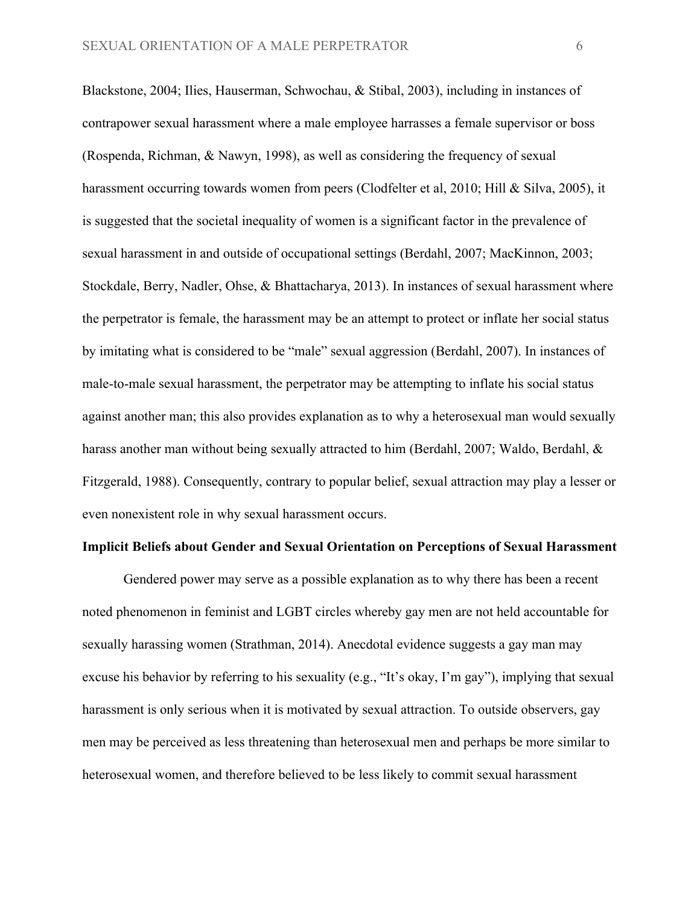Blackstone, 2004; Ilies, Hauserman, Schwochau, & Stibal, 2003), including in instances of contrapower sexual harassment where a male employee harrasses a female supervisor or boss (Rospenda, Richman, & Nawyn, 1998), as well as considering the frequency of sexual harassment occurring towards women from peers (Clodfelter et al, 2010; Hill & Silva, 2005), it is suggested that the societal inequality of women is a significant factor in the prevalence of sexual harassment in and outside of occupational settings (Berdahl, 2007; MacKinnon, 2003; Stockdale, Berry, Nadler, Ohse, & Bhattacharya, 2013). In instances of sexual harassment where the perpetrator is female, the harassment may be an attempt to protect or inflate her social status by imitating what is considered to be "male" sexual aggression (Berdahl, 2007). In instances of male-to-male sexual harassment, the perpetrator may be attempting to inflate his social status against another man; this also provides explanation as to why a heterosexual man would sexually harass another man without being sexually attracted to him (Berdahl, 2007; Waldo, Berdahl, & Fitzgerald, 1988). Consequently, contrary to popular belief, sexual attraction may play a lesser or even nonexistent role in why sexual harassment occurs.

**Implicit Beliefs about Gender and Sexual Orientation on Perceptions of Sexual Harassment**

Gendered power may serve as a possible explanation as to why there has been a recent noted phenomenon in feminist and LGBT circles whereby gay men are not held accountable for sexually harassing women (Strathman, 2014). Anecdotal evidence suggests a gay man may excuse his behavior by referring to his sexuality (e.g., "It's okay, I'm gay"), implying that sexual harassment is only serious when it is motivated by sexual attraction. To outside observers, gay men may be perceived as less threatening than heterosexual men and perhaps be more similar to heterosexual women, and therefore believed to be less likely to commit sexual harassment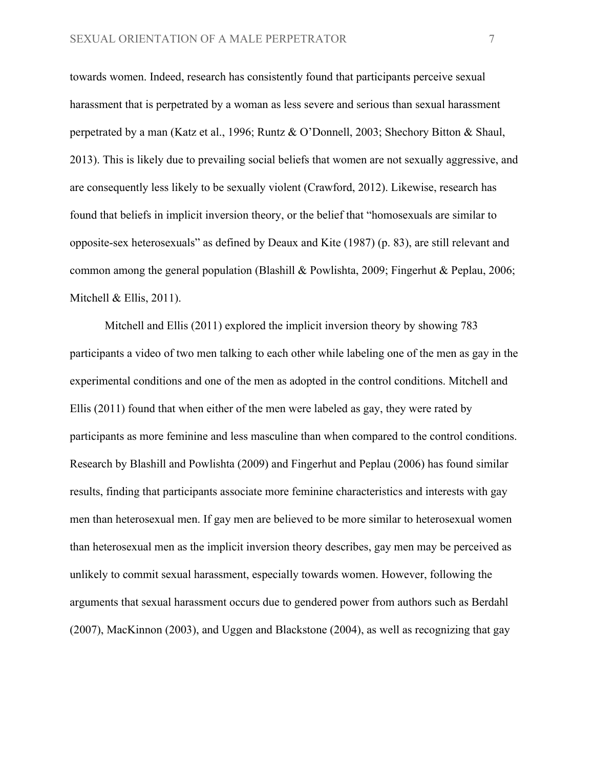towards women. Indeed, research has consistently found that participants perceive sexual harassment that is perpetrated by a woman as less severe and serious than sexual harassment perpetrated by a man (Katz et al., 1996; Runtz & O'Donnell, 2003; Shechory Bitton & Shaul, 2013). This is likely due to prevailing social beliefs that women are not sexually aggressive, and are consequently less likely to be sexually violent (Crawford, 2012). Likewise, research has found that beliefs in implicit inversion theory, or the belief that "homosexuals are similar to opposite-sex heterosexuals" as defined by Deaux and Kite (1987) (p. 83), are still relevant and common among the general population (Blashill & Powlishta, 2009; Fingerhut & Peplau, 2006; Mitchell & Ellis, 2011).

Mitchell and Ellis (2011) explored the implicit inversion theory by showing 783 participants a video of two men talking to each other while labeling one of the men as gay in the experimental conditions and one of the men as adopted in the control conditions. Mitchell and Ellis (2011) found that when either of the men were labeled as gay, they were rated by participants as more feminine and less masculine than when compared to the control conditions. Research by Blashill and Powlishta (2009) and Fingerhut and Peplau (2006) has found similar results, finding that participants associate more feminine characteristics and interests with gay men than heterosexual men. If gay men are believed to be more similar to heterosexual women than heterosexual men as the implicit inversion theory describes, gay men may be perceived as unlikely to commit sexual harassment, especially towards women. However, following the arguments that sexual harassment occurs due to gendered power from authors such as Berdahl (2007), MacKinnon (2003), and Uggen and Blackstone (2004), as well as recognizing that gay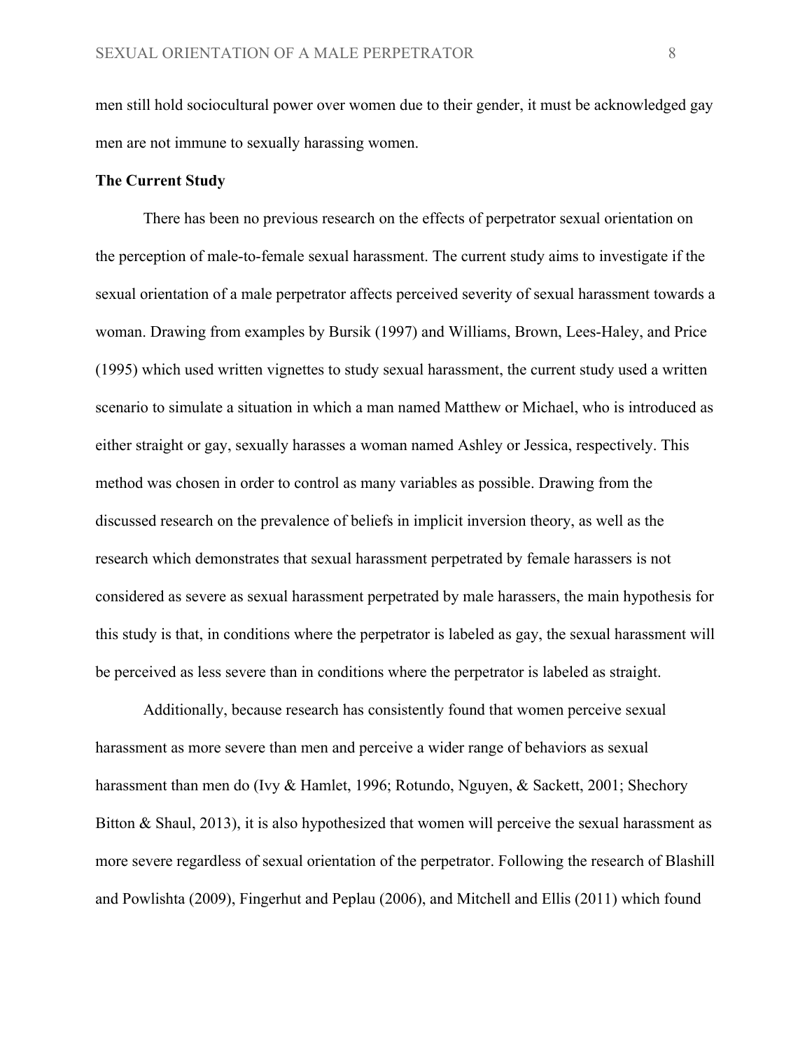men still hold sociocultural power over women due to their gender, it must be acknowledged gay men are not immune to sexually harassing women.

### The Current Study

There has been no previous research on the effects of perpetrator sexual orientation on the perception of male-to-female sexual harassment. The current study aims to investigate if the sexual orientation of a male perpetrator affects perceived severity of sexual harassment towards a woman. Drawing from examples by Bursik (1997) and Williams, Brown, Lees-Haley, and Price (1995) which used written vignettes to study sexual harassment, the current study used a written scenario to simulate a situation in which a man named Matthew or Michael, who is introduced as either straight or gay, sexually harasses a woman named Ashley or Jessica, respectively. This method was chosen in order to control as many variables as possible. Drawing from the discussed research on the prevalence of beliefs in implicit inversion theory, as well as the research which demonstrates that sexual harassment perpetrated by female harassers is not considered as severe as sexual harassment perpetrated by male harassers, the main hypothesis for this study is that, in conditions where the perpetrator is labeled as gay, the sexual harassment will be perceived as less severe than in conditions where the perpetrator is labeled as straight.

Additionally, because research has consistently found that women perceive sexual harassment as more severe than men and perceive a wider range of behaviors as sexual harassment than men do (Ivy & Hamlet, 1996; Rotundo, Nguyen, & Sackett, 2001; Shechory Bitton & Shaul, 2013), it is also hypothesized that women will perceive the sexual harassment as more severe regardless of sexual orientation of the perpetrator. Following the research of Blashill and Powlishta (2009), Fingerhut and Peplau (2006), and Mitchell and Ellis (2011) which found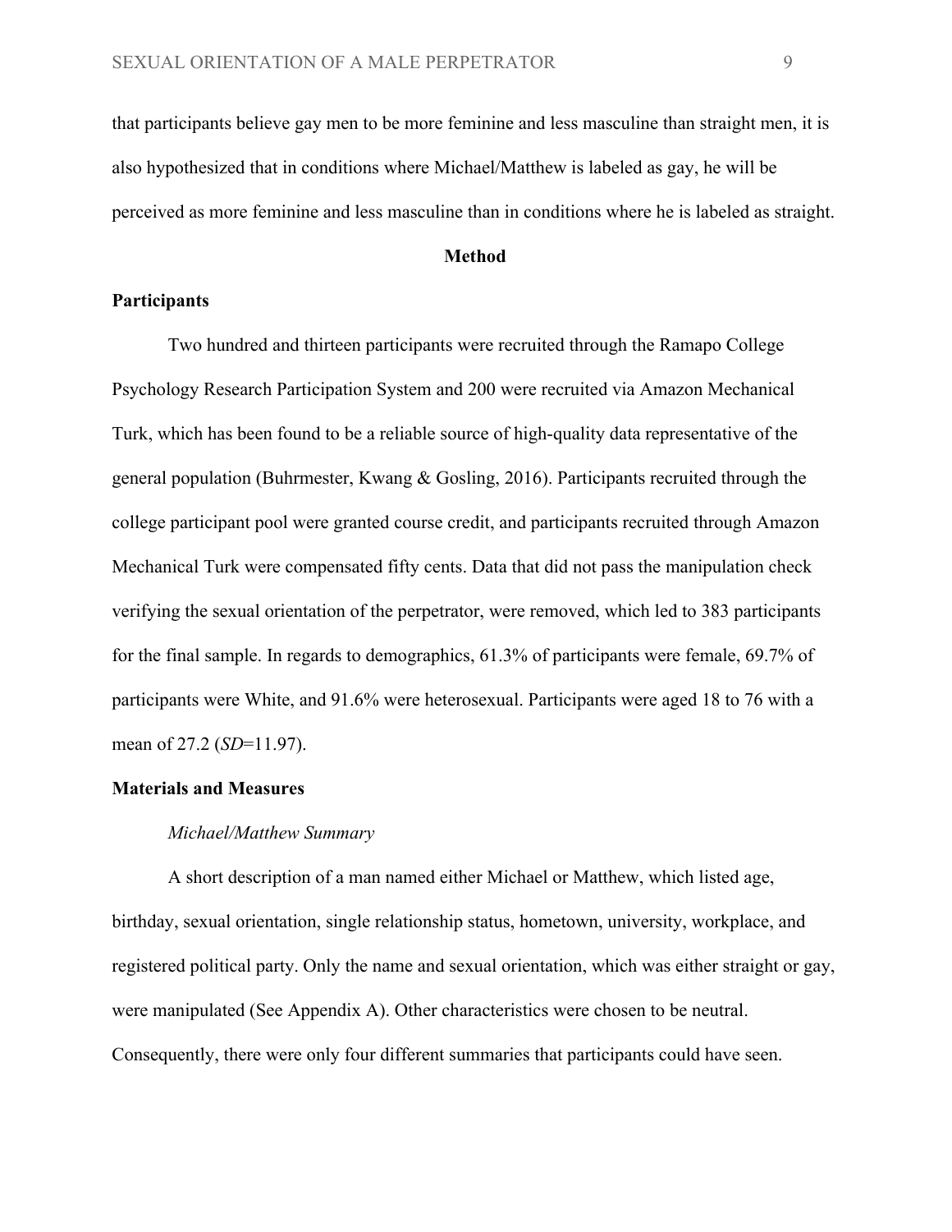that participants believe gay men to be more feminine and less masculine than straight men, it is also hypothesized that in conditions where Michael/Matthew is labeled as gay, he will be perceived as more feminine and less masculine than in conditions where he is labeled as straight.

## Method

### Participants

Two hundred and thirteen participants were recruited through the Ramapo College Psychology Research Participation System and 200 were recruited via Amazon Mechanical Turk, which has been found to be a reliable source of high-quality data representative of the general population (Buhrmester, Kwang & Gosling, 2016). Participants recruited through the college participant pool were granted course credit, and participants recruited through Amazon Mechanical Turk were compensated fifty cents. Data that did not pass the manipulation check verifying the sexual orientation of the perpetrator, were removed, which led to 383 participants for the final sample. In regards to demographics, 61.3% of participants were female, 69.7% of participants were White, and 91.6% were heterosexual. Participants were aged 18 to 76 with a mean of 27.2 (*SD*=11.97).

### Materials and Measures

*Michael/Matthew Summary*

A short description of a man named either Michael or Matthew, which listed age, birthday, sexual orientation, single relationship status, hometown, university, workplace, and registered political party. Only the name and sexual orientation, which was either straight or gay, were manipulated (See Appendix A). Other characteristics were chosen to be neutral. Consequently, there were only four different summaries that participants could have seen.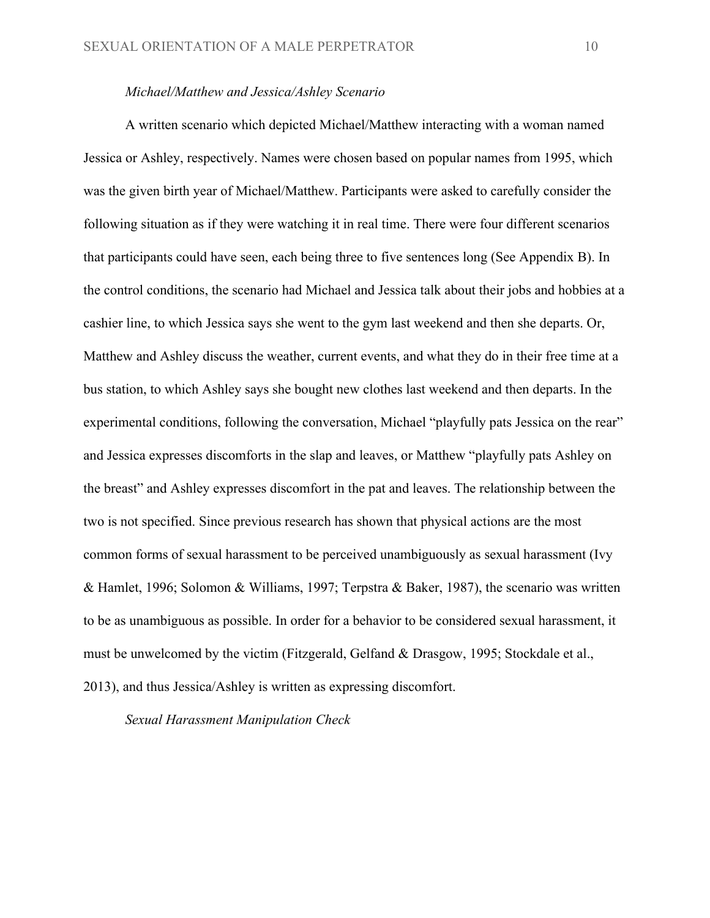*Michael/Matthew and Jessica/Ashley Scenario*

A written scenario which depicted Michael/Matthew interacting with a woman named Jessica or Ashley, respectively. Names were chosen based on popular names from 1995, which was the given birth year of Michael/Matthew. Participants were asked to carefully consider the following situation as if they were watching it in real time. There were four different scenarios that participants could have seen, each being three to five sentences long (See Appendix B). In the control conditions, the scenario had Michael and Jessica talk about their jobs and hobbies at a cashier line, to which Jessica says she went to the gym last weekend and then she departs. Or, Matthew and Ashley discuss the weather, current events, and what they do in their free time at a bus station, to which Ashley says she bought new clothes last weekend and then departs. In the experimental conditions, following the conversation, Michael "playfully pats Jessica on the rear" and Jessica expresses discomforts in the slap and leaves, or Matthew "playfully pats Ashley on the breast" and Ashley expresses discomfort in the pat and leaves. The relationship between the two is not specified. Since previous research has shown that physical actions are the most common forms of sexual harassment to be perceived unambiguously as sexual harassment (Ivy & Hamlet, 1996; Solomon & Williams, 1997; Terpstra & Baker, 1987), the scenario was written to be as unambiguous as possible. In order for a behavior to be considered sexual harassment, it must be unwelcomed by the victim (Fitzgerald, Gelfand & Drasgow, 1995; Stockdale et al., 2013), and thus Jessica/Ashley is written as expressing discomfort.

*Sexual Harassment Manipulation Check*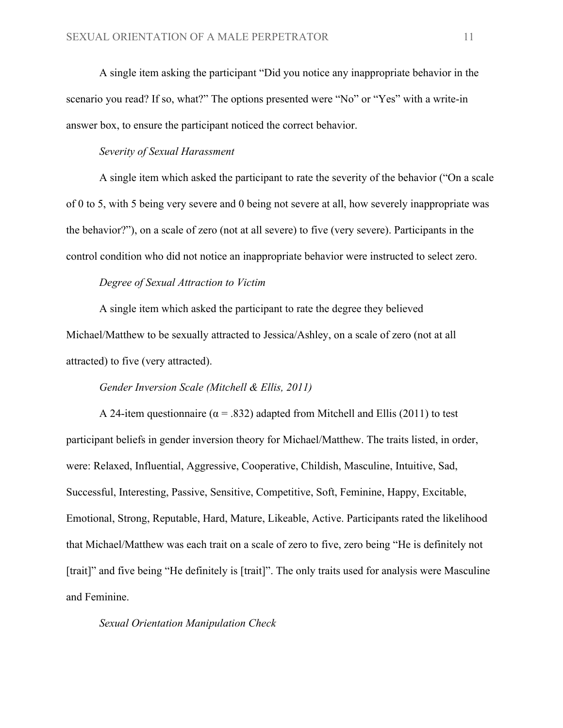A single item asking the participant "Did you notice any inappropriate behavior in the scenario you read? If so, what?" The options presented were "No" or "Yes" with a write-in answer box, to ensure the participant noticed the correct behavior.

*Severity of Sexual Harassment*

A single item which asked the participant to rate the severity of the behavior ("On a scale of 0 to 5, with 5 being very severe and 0 being not severe at all, how severely inappropriate was the behavior?"), on a scale of zero (not at all severe) to five (very severe). Participants in the control condition who did not notice an inappropriate behavior were instructed to select zero.

*Degree of Sexual Attraction to Victim*

A single item which asked the participant to rate the degree they believed Michael/Matthew to be sexually attracted to Jessica/Ashley, on a scale of zero (not at all attracted) to five (very attracted).

*Gender Inversion Scale (Mitchell & Ellis, 2011)*

A 24-item questionnaire ($\alpha = .832$) adapted from Mitchell and Ellis (2011) to test participant beliefs in gender inversion theory for Michael/Matthew. The traits listed, in order, were: Relaxed, Influential, Aggressive, Cooperative, Childish, Masculine, Intuitive, Sad, Successful, Interesting, Passive, Sensitive, Competitive, Soft, Feminine, Happy, Excitable, Emotional, Strong, Reputable, Hard, Mature, Likeable, Active. Participants rated the likelihood that Michael/Matthew was each trait on a scale of zero to five, zero being "He is definitely not [trait]" and five being "He definitely is [trait]". The only traits used for analysis were Masculine and Feminine.

*Sexual Orientation Manipulation Check*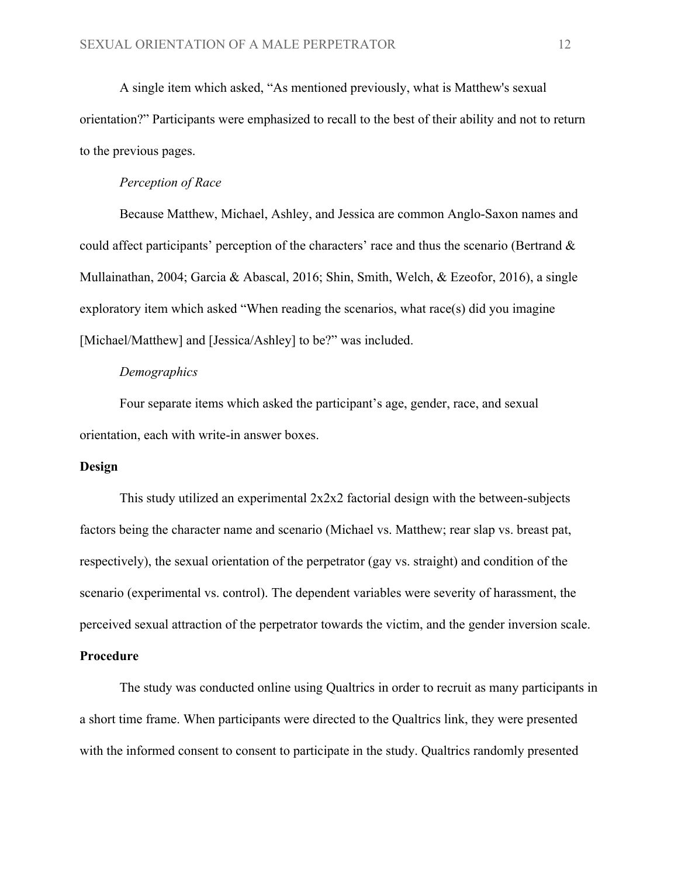A single item which asked, “As mentioned previously, what is Matthew's sexual orientation?” Participants were emphasized to recall to the best of their ability and not to return to the previous pages.

*Perception of Race*

Because Matthew, Michael, Ashley, and Jessica are common Anglo-Saxon names and could affect participants’ perception of the characters’ race and thus the scenario (Bertrand & Mullainathan, 2004; Garcia & Abascal, 2016; Shin, Smith, Welch, & Ezeofor, 2016), a single exploratory item which asked “When reading the scenarios, what race(s) did you imagine [Michael/Matthew] and [Jessica/Ashley] to be?” was included.

*Demographics*

Four separate items which asked the participant’s age, gender, race, and sexual orientation, each with write-in answer boxes.

## Design

This study utilized an experimental 2x2x2 factorial design with the between-subjects factors being the character name and scenario (Michael vs. Matthew; rear slap vs. breast pat, respectively), the sexual orientation of the perpetrator (gay vs. straight) and condition of the scenario (experimental vs. control). The dependent variables were severity of harassment, the perceived sexual attraction of the perpetrator towards the victim, and the gender inversion scale.

## Procedure

The study was conducted online using Qualtrics in order to recruit as many participants in a short time frame. When participants were directed to the Qualtrics link, they were presented with the informed consent to consent to participate in the study. Qualtrics randomly presented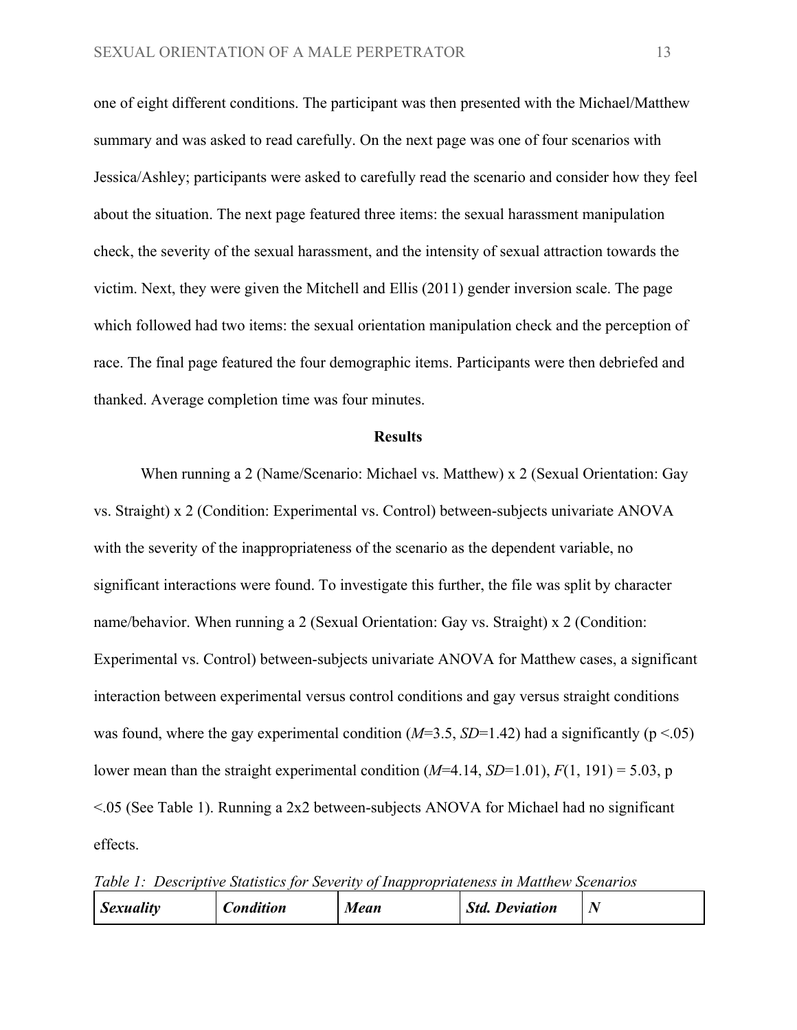one of eight different conditions. The participant was then presented with the Michael/Matthew summary and was asked to read carefully. On the next page was one of four scenarios with Jessica/Ashley; participants were asked to carefully read the scenario and consider how they feel about the situation. The next page featured three items: the sexual harassment manipulation check, the severity of the sexual harassment, and the intensity of sexual attraction towards the victim. Next, they were given the Mitchell and Ellis (2011) gender inversion scale. The page which followed had two items: the sexual orientation manipulation check and the perception of race. The final page featured the four demographic items. Participants were then debriefed and thanked. Average completion time was four minutes.

## Results

When running a 2 (Name/Scenario: Michael vs. Matthew) x 2 (Sexual Orientation: Gay vs. Straight) x 2 (Condition: Experimental vs. Control) between-subjects univariate ANOVA with the severity of the inappropriateness of the scenario as the dependent variable, no significant interactions were found. To investigate this further, the file was split by character name/behavior. When running a 2 (Sexual Orientation: Gay vs. Straight) x 2 (Condition: Experimental vs. Control) between-subjects univariate ANOVA for Matthew cases, a significant interaction between experimental versus control conditions and gay versus straight conditions was found, where the gay experimental condition ($M$=3.5, $SD$=1.42) had a significantly ($p < .05$) lower mean than the straight experimental condition ($M$=4.14, $SD$=1.01), $F(1, 191) = 5.03$, $p < .05$ (See Table 1). Running a 2x2 between-subjects ANOVA for Michael had no significant effects.

*Table 1: Descriptive Statistics for Severity of Inappropriateness in Matthew Scenarios*

| ***Sexuality*** | ***Condition*** | ***Mean*** | ***Std. Deviation*** | ***N*** |
| --- | --- | --- | --- | --- |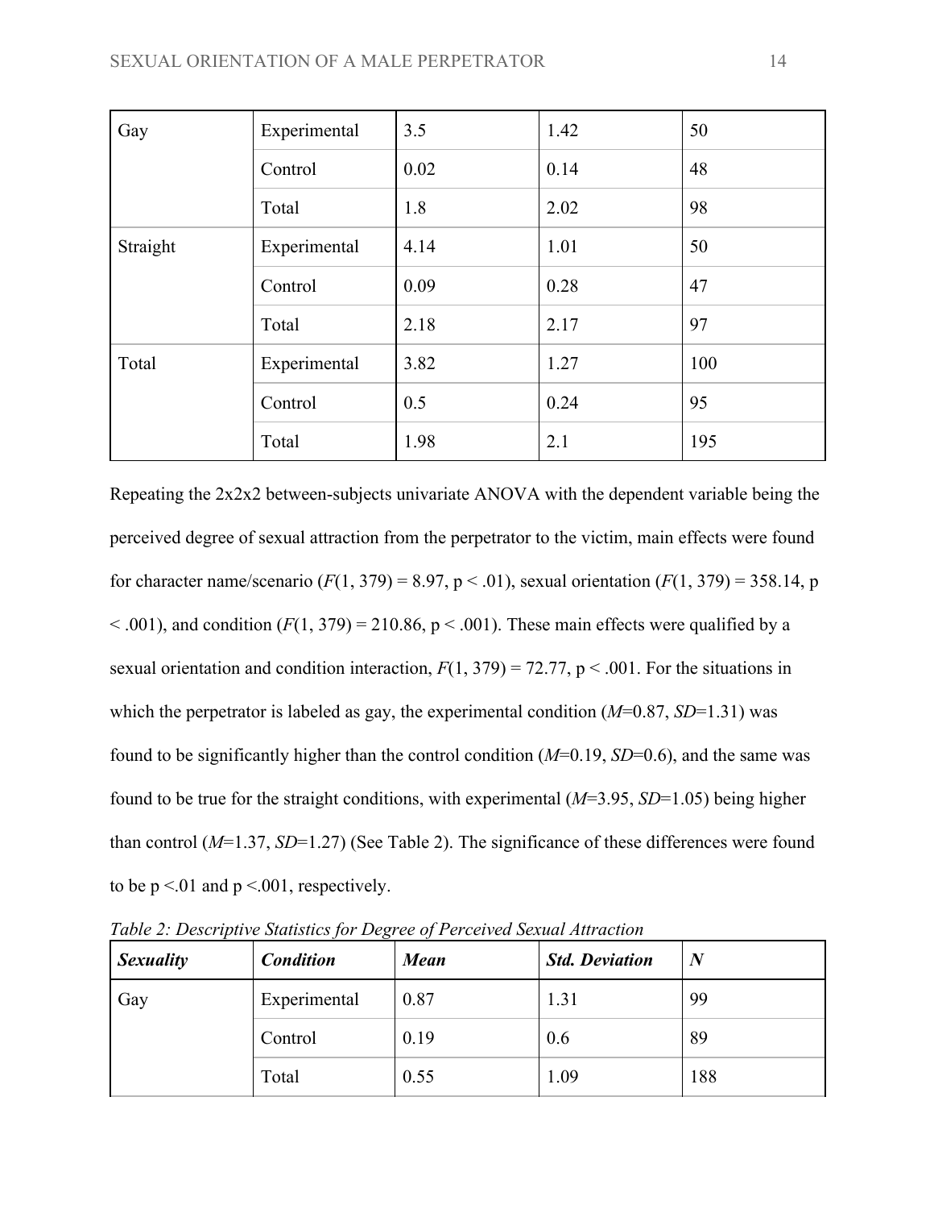| Gay | Experimental | 3.5 | 1.42 | 50 |
|---|---|---|---|---|
| | Control | 0.02 | 0.14 | 48 |
| | Total | 1.8 | 2.02 | 98 |
| Straight | Experimental | 4.14 | 1.01 | 50 |
| | Control | 0.09 | 0.28 | 47 |
| | Total | 2.18 | 2.17 | 97 |
| Total | Experimental | 3.82 | 1.27 | 100 |
| | Control | 0.5 | 0.24 | 95 |
| | Total | 1.98 | 2.1 | 195 |

Repeating the 2x2x2 between-subjects univariate ANOVA with the dependent variable being the perceived degree of sexual attraction from the perpetrator to the victim, main effects were found for character name/scenario ($F(1, 379) = 8.97$, $p < .01$), sexual orientation ($F(1, 379) = 358.14$, $p < .001$), and condition ($F(1, 379) = 210.86$, $p < .001$). These main effects were qualified by a sexual orientation and condition interaction, $F(1, 379) = 72.77$, $p < .001$. For the situations in which the perpetrator is labeled as gay, the experimental condition ($M$=0.87, $SD$=1.31) was found to be significantly higher than the control condition ($M$=0.19, $SD$=0.6), and the same was found to be true for the straight conditions, with experimental ($M$=3.95, $SD$=1.05) being higher than control ($M$=1.37, $SD$=1.27) (See Table 2). The significance of these differences were found to be $p <.01$ and $p <.001$, respectively.

*Table 2: Descriptive Statistics for Degree of Perceived Sexual Attraction*

| ***Sexuality*** | ***Condition*** | ***Mean*** | ***Std. Deviation*** | ***N*** |
|---|---|---|---|---|
| Gay | Experimental | 0.87 | 1.31 | 99 |
| | Control | 0.19 | 0.6 | 89 |
| | Total | 0.55 | 1.09 | 188 |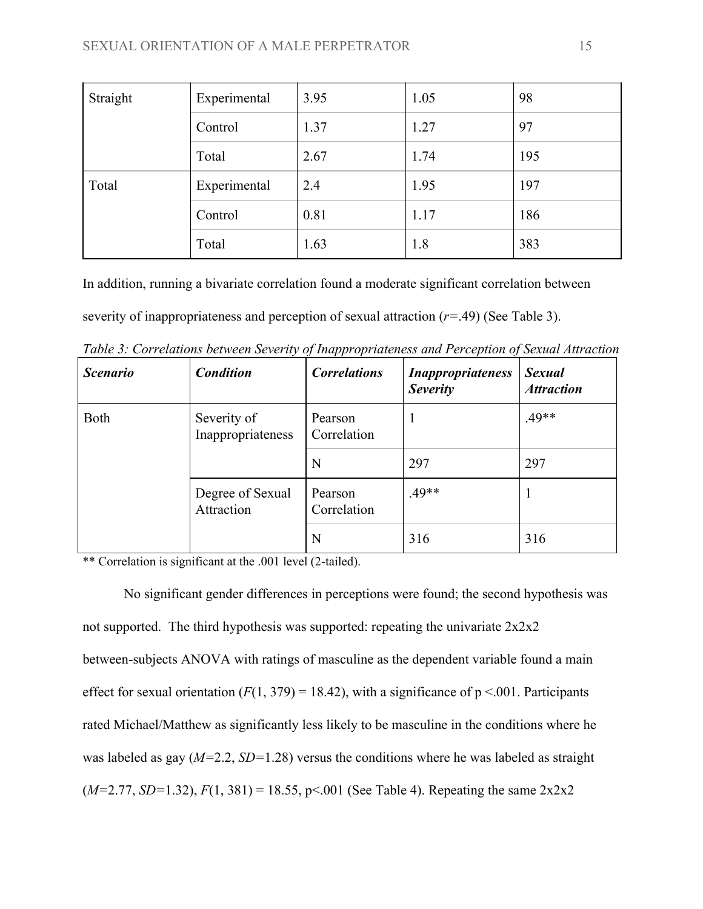| Straight | Experimental | 3.95 | 1.05 | 98 |
|---|---|---|---|---|
| | Control | 1.37 | 1.27 | 97 |
| | Total | 2.67 | 1.74 | 195 |
| Total | Experimental | 2.4 | 1.95 | 197 |
| | Control | 0.81 | 1.17 | 186 |
| | Total | 1.63 | 1.8 | 383 |

In addition, running a bivariate correlation found a moderate significant correlation between severity of inappropriateness and perception of sexual attraction ($r$=.49) (See Table 3).

*Table 3: Correlations between Severity of Inappropriateness and Perception of Sexual Attraction*

| ***Scenario*** | ***Condition*** | ***Correlations*** | ***Inappropriateness Severity*** | ***Sexual Attraction*** |
|---|---|---|---|---|
| Both | Severity of Inappropriateness | Pearson Correlation | 1 | .49** |
| | | N | 297 | 297 |
| | Degree of Sexual Attraction | Pearson Correlation | .49** | 1 |
| | | N | 316 | 316 |

** Correlation is significant at the .001 level (2-tailed).

No significant gender differences in perceptions were found; the second hypothesis was not supported. The third hypothesis was supported: repeating the univariate 2x2x2 between-subjects ANOVA with ratings of masculine as the dependent variable found a main effect for sexual orientation ($F(1, 379) = 18.42$), with a significance of $p < .001$. Participants rated Michael/Matthew as significantly less likely to be masculine in the conditions where he was labeled as gay ($M$=2.2, $SD$=1.28) versus the conditions where he was labeled as straight ($M$=2.77, $SD$=1.32), $F(1, 381) = 18.55$, $p < .001$ (See Table 4). Repeating the same 2x2x2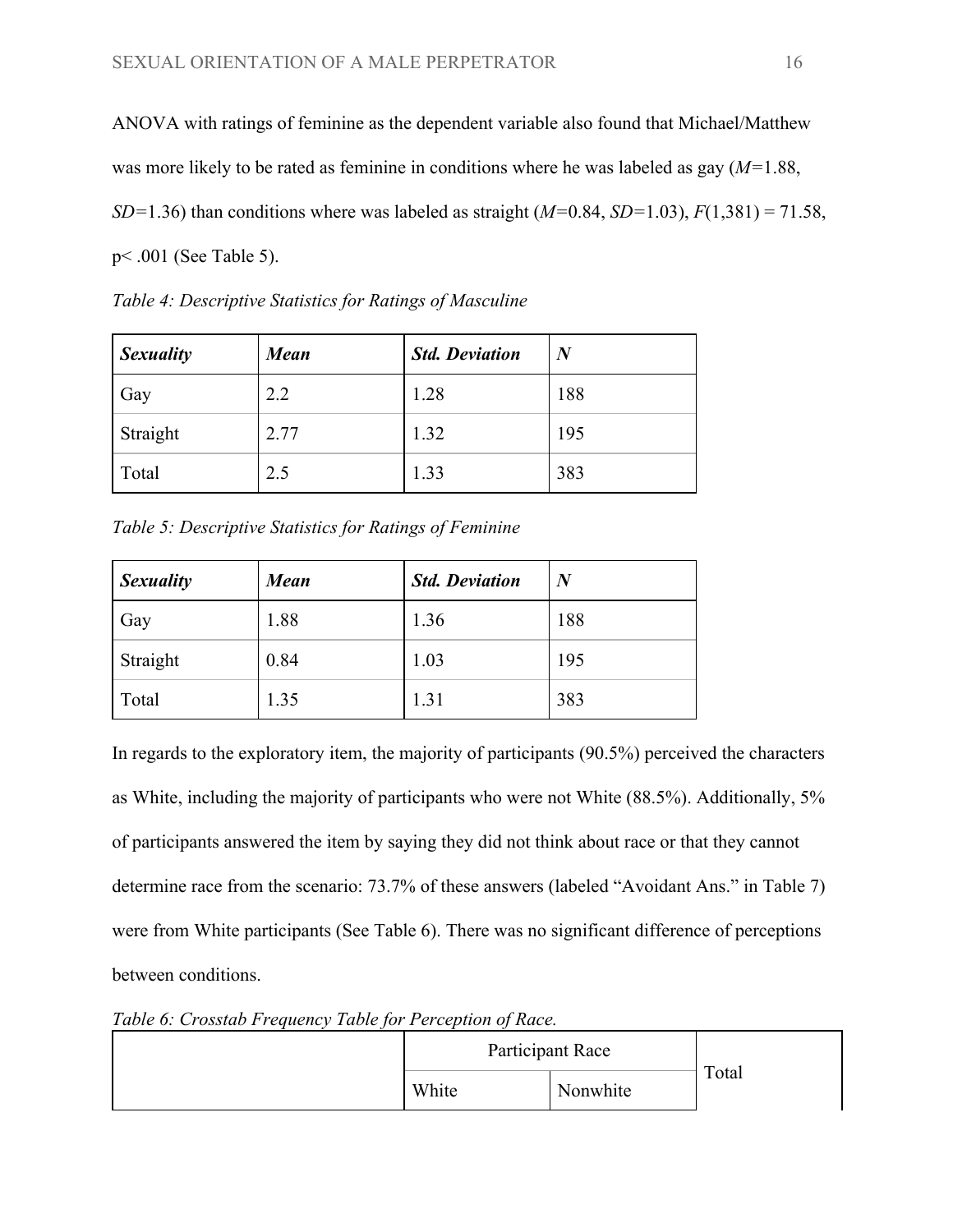ANOVA with ratings of feminine as the dependent variable also found that Michael/Matthew was more likely to be rated as feminine in conditions where he was labeled as gay (*M*=1.88, *SD*=1.36) than conditions where was labeled as straight (*M*=0.84, *SD*=1.03), $F(1,381) = 71.58$, $p < .001$ (See Table 5).

*Table 4: Descriptive Statistics for Ratings of Masculine*

| ***Sexuality*** | ***Mean*** | ***Std. Deviation*** | ***N*** |
|---|---|---|---|
| Gay | 2.2 | 1.28 | 188 |
| Straight | 2.77 | 1.32 | 195 |
| Total | 2.5 | 1.33 | 383 |

*Table 5: Descriptive Statistics for Ratings of Feminine*

| ***Sexuality*** | ***Mean*** | ***Std. Deviation*** | ***N*** |
|---|---|---|---|
| Gay | 1.88 | 1.36 | 188 |
| Straight | 0.84 | 1.03 | 195 |
| Total | 1.35 | 1.31 | 383 |

In regards to the exploratory item, the majority of participants (90.5%) perceived the characters as White, including the majority of participants who were not White (88.5%). Additionally, 5% of participants answered the item by saying they did not think about race or that they cannot determine race from the scenario: 73.7% of these answers (labeled "Avoidant Ans." in Table 7) were from White participants (See Table 6). There was no significant difference of perceptions between conditions.

*Table 6: Crosstab Frequency Table for Perception of Race.*

| | Participant Race | | Total |
|---|---|---|---|
| | White | Nonwhite | |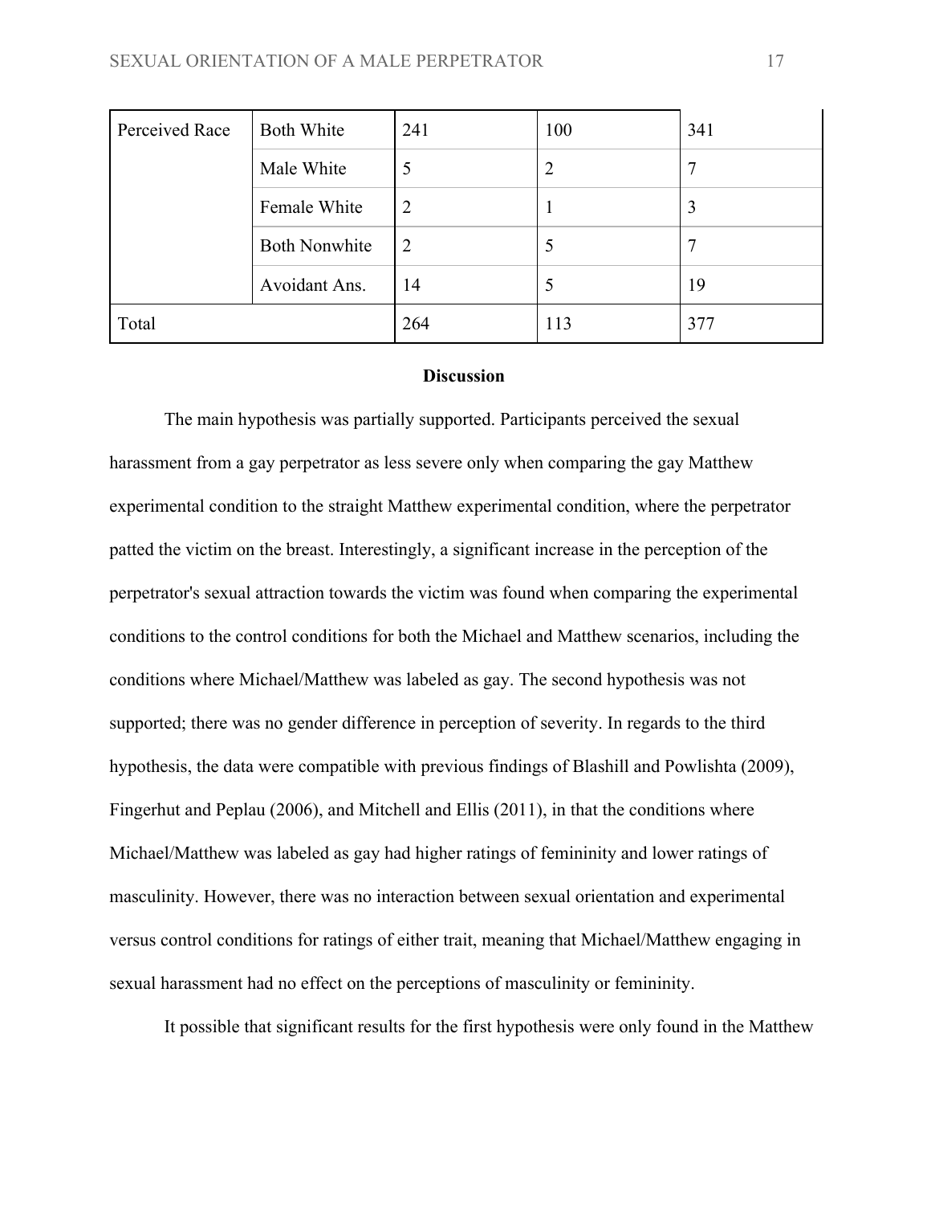| Perceived Race | Both White | 241 | 100 | 341 |
| --- | --- | --- | --- | --- |
| | Male White | 5 | 2 | 7 |
| | Female White | 2 | 1 | 3 |
| | Both Nonwhite | 2 | 5 | 7 |
| | Avoidant Ans. | 14 | 5 | 19 |
| Total | | 264 | 113 | 377 |

## Discussion

The main hypothesis was partially supported. Participants perceived the sexual harassment from a gay perpetrator as less severe only when comparing the gay Matthew experimental condition to the straight Matthew experimental condition, where the perpetrator patted the victim on the breast. Interestingly, a significant increase in the perception of the perpetrator's sexual attraction towards the victim was found when comparing the experimental conditions to the control conditions for both the Michael and Matthew scenarios, including the conditions where Michael/Matthew was labeled as gay. The second hypothesis was not supported; there was no gender difference in perception of severity. In regards to the third hypothesis, the data were compatible with previous findings of Blashill and Powlishta (2009), Fingerhut and Peplau (2006), and Mitchell and Ellis (2011), in that the conditions where Michael/Matthew was labeled as gay had higher ratings of femininity and lower ratings of masculinity. However, there was no interaction between sexual orientation and experimental versus control conditions for ratings of either trait, meaning that Michael/Matthew engaging in sexual harassment had no effect on the perceptions of masculinity or femininity.

It possible that significant results for the first hypothesis were only found in the Matthew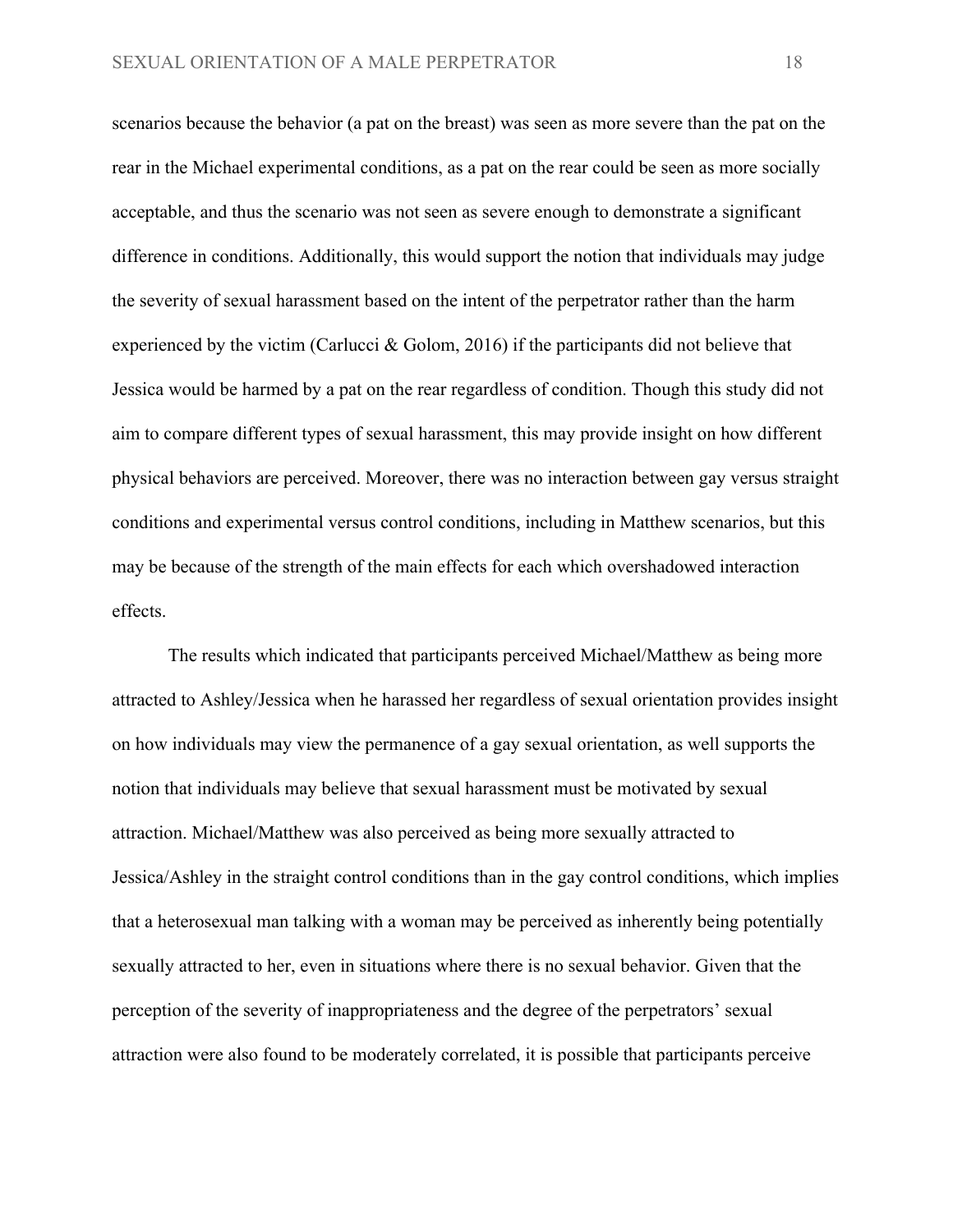scenarios because the behavior (a pat on the breast) was seen as more severe than the pat on the rear in the Michael experimental conditions, as a pat on the rear could be seen as more socially acceptable, and thus the scenario was not seen as severe enough to demonstrate a significant difference in conditions. Additionally, this would support the notion that individuals may judge the severity of sexual harassment based on the intent of the perpetrator rather than the harm experienced by the victim (Carlucci & Golom, 2016) if the participants did not believe that Jessica would be harmed by a pat on the rear regardless of condition. Though this study did not aim to compare different types of sexual harassment, this may provide insight on how different physical behaviors are perceived. Moreover, there was no interaction between gay versus straight conditions and experimental versus control conditions, including in Matthew scenarios, but this may be because of the strength of the main effects for each which overshadowed interaction effects.

The results which indicated that participants perceived Michael/Matthew as being more attracted to Ashley/Jessica when he harassed her regardless of sexual orientation provides insight on how individuals may view the permanence of a gay sexual orientation, as well supports the notion that individuals may believe that sexual harassment must be motivated by sexual attraction. Michael/Matthew was also perceived as being more sexually attracted to Jessica/Ashley in the straight control conditions than in the gay control conditions, which implies that a heterosexual man talking with a woman may be perceived as inherently being potentially sexually attracted to her, even in situations where there is no sexual behavior. Given that the perception of the severity of inappropriateness and the degree of the perpetrators' sexual attraction were also found to be moderately correlated, it is possible that participants perceive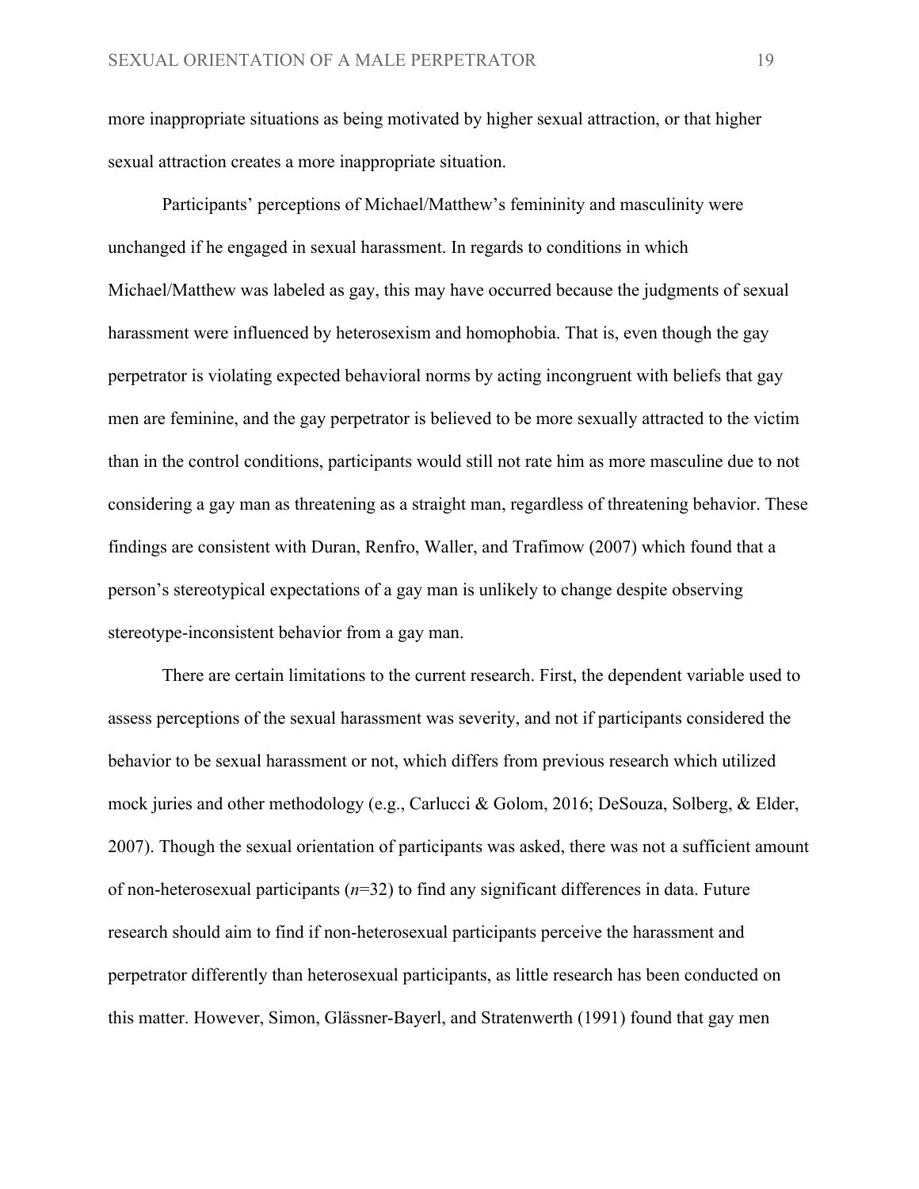more inappropriate situations as being motivated by higher sexual attraction, or that higher sexual attraction creates a more inappropriate situation.

Participants' perceptions of Michael/Matthew's femininity and masculinity were unchanged if he engaged in sexual harassment. In regards to conditions in which Michael/Matthew was labeled as gay, this may have occurred because the judgments of sexual harassment were influenced by heterosexism and homophobia. That is, even though the gay perpetrator is violating expected behavioral norms by acting incongruent with beliefs that gay men are feminine, and the gay perpetrator is believed to be more sexually attracted to the victim than in the control conditions, participants would still not rate him as more masculine due to not considering a gay man as threatening as a straight man, regardless of threatening behavior. These findings are consistent with Duran, Renfro, Waller, and Trafimow (2007) which found that a person's stereotypical expectations of a gay man is unlikely to change despite observing stereotype-inconsistent behavior from a gay man.

There are certain limitations to the current research. First, the dependent variable used to assess perceptions of the sexual harassment was severity, and not if participants considered the behavior to be sexual harassment or not, which differs from previous research which utilized mock juries and other methodology (e.g., Carlucci & Golom, 2016; DeSouza, Solberg, & Elder, 2007). Though the sexual orientation of participants was asked, there was not a sufficient amount of non-heterosexual participants (*n*=32) to find any significant differences in data. Future research should aim to find if non-heterosexual participants perceive the harassment and perpetrator differently than heterosexual participants, as little research has been conducted on this matter. However, Simon, Glässner-Bayerl, and Stratenwerth (1991) found that gay men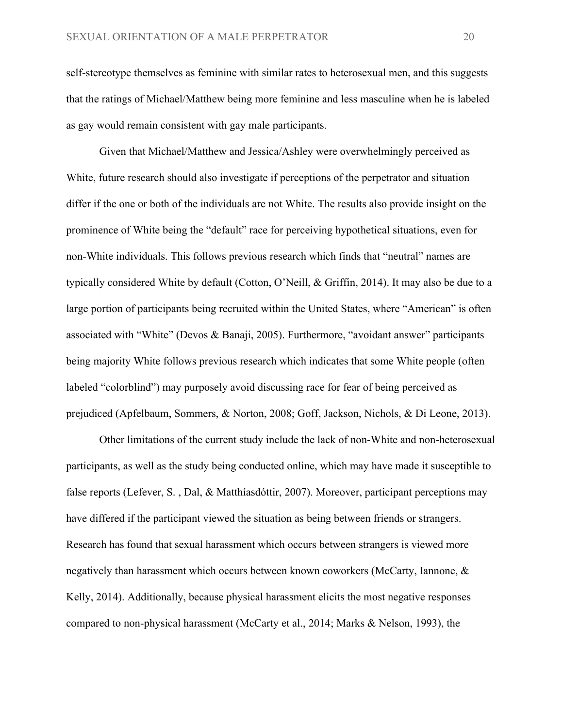self-stereotype themselves as feminine with similar rates to heterosexual men, and this suggests that the ratings of Michael/Matthew being more feminine and less masculine when he is labeled as gay would remain consistent with gay male participants.

Given that Michael/Matthew and Jessica/Ashley were overwhelmingly perceived as White, future research should also investigate if perceptions of the perpetrator and situation differ if the one or both of the individuals are not White. The results also provide insight on the prominence of White being the "default" race for perceiving hypothetical situations, even for non-White individuals. This follows previous research which finds that "neutral" names are typically considered White by default (Cotton, O'Neill, & Griffin, 2014). It may also be due to a large portion of participants being recruited within the United States, where "American" is often associated with "White" (Devos & Banaji, 2005). Furthermore, "avoidant answer" participants being majority White follows previous research which indicates that some White people (often labeled "colorblind") may purposely avoid discussing race for fear of being perceived as prejudiced (Apfelbaum, Sommers, & Norton, 2008; Goff, Jackson, Nichols, & Di Leone, 2013).

Other limitations of the current study include the lack of non-White and non-heterosexual participants, as well as the study being conducted online, which may have made it susceptible to false reports (Lefever, S. , Dal, & Matthíasdóttir, 2007). Moreover, participant perceptions may have differed if the participant viewed the situation as being between friends or strangers. Research has found that sexual harassment which occurs between strangers is viewed more negatively than harassment which occurs between known coworkers (McCarty, Iannone, & Kelly, 2014). Additionally, because physical harassment elicits the most negative responses compared to non-physical harassment (McCarty et al., 2014; Marks & Nelson, 1993), the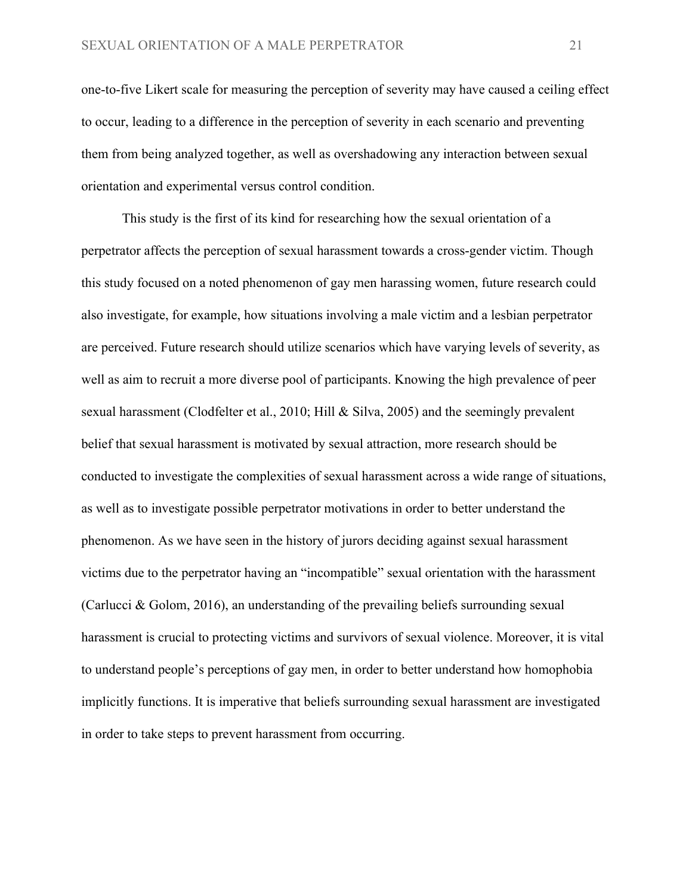one-to-five Likert scale for measuring the perception of severity may have caused a ceiling effect to occur, leading to a difference in the perception of severity in each scenario and preventing them from being analyzed together, as well as overshadowing any interaction between sexual orientation and experimental versus control condition.

This study is the first of its kind for researching how the sexual orientation of a perpetrator affects the perception of sexual harassment towards a cross-gender victim. Though this study focused on a noted phenomenon of gay men harassing women, future research could also investigate, for example, how situations involving a male victim and a lesbian perpetrator are perceived. Future research should utilize scenarios which have varying levels of severity, as well as aim to recruit a more diverse pool of participants. Knowing the high prevalence of peer sexual harassment (Clodfelter et al., 2010; Hill & Silva, 2005) and the seemingly prevalent belief that sexual harassment is motivated by sexual attraction, more research should be conducted to investigate the complexities of sexual harassment across a wide range of situations, as well as to investigate possible perpetrator motivations in order to better understand the phenomenon. As we have seen in the history of jurors deciding against sexual harassment victims due to the perpetrator having an "incompatible" sexual orientation with the harassment (Carlucci & Golom, 2016), an understanding of the prevailing beliefs surrounding sexual harassment is crucial to protecting victims and survivors of sexual violence. Moreover, it is vital to understand people's perceptions of gay men, in order to better understand how homophobia implicitly functions. It is imperative that beliefs surrounding sexual harassment are investigated in order to take steps to prevent harassment from occurring.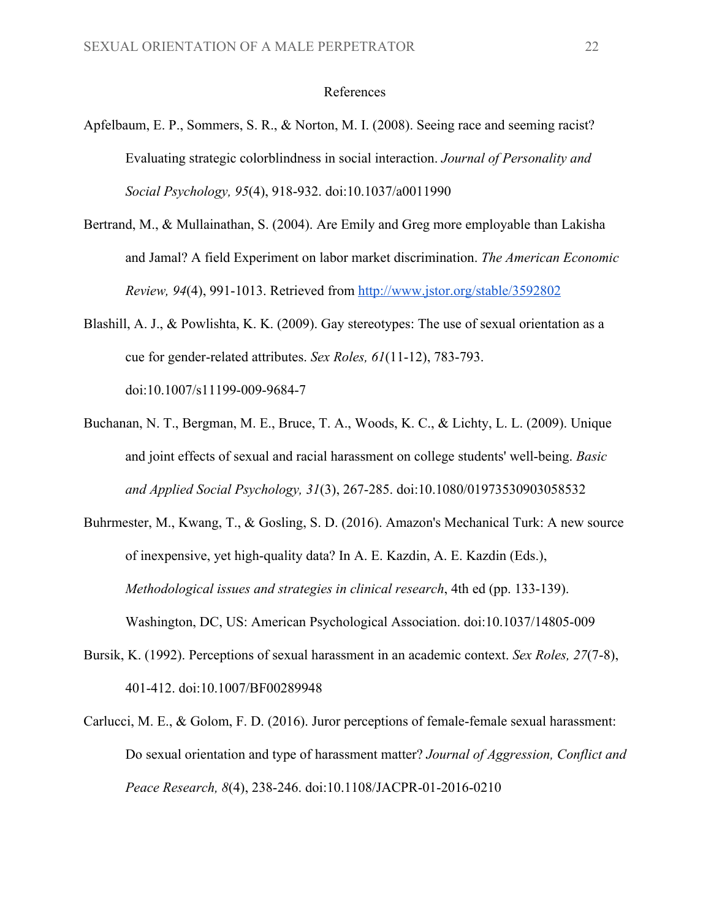# References

Apfelbaum, E. P., Sommers, S. R., & Norton, M. I. (2008). Seeing race and seeming racist? Evaluating strategic colorblindness in social interaction. *Journal of Personality and Social Psychology, 95*(4), 918-932. doi:10.1037/a0011990

Bertrand, M., & Mullainathan, S. (2004). Are Emily and Greg more employable than Lakisha and Jamal? A field Experiment on labor market discrimination. *The American Economic Review, 94*(4), 991-1013. Retrieved from http://www.jstor.org/stable/3592802

Blashill, A. J., & Powlishta, K. K. (2009). Gay stereotypes: The use of sexual orientation as a cue for gender-related attributes. *Sex Roles, 61*(11-12), 783-793. doi:10.1007/s11199-009-9684-7

Buchanan, N. T., Bergman, M. E., Bruce, T. A., Woods, K. C., & Lichty, L. L. (2009). Unique and joint effects of sexual and racial harassment on college students' well-being. *Basic and Applied Social Psychology, 31*(3), 267-285. doi:10.1080/01973530903058532

Buhrmester, M., Kwang, T., & Gosling, S. D. (2016). Amazon's Mechanical Turk: A new source of inexpensive, yet high-quality data? In A. E. Kazdin, A. E. Kazdin (Eds.), *Methodological issues and strategies in clinical research*, 4th ed (pp. 133-139). Washington, DC, US: American Psychological Association. doi:10.1037/14805-009

Bursik, K. (1992). Perceptions of sexual harassment in an academic context. *Sex Roles, 27*(7-8), 401-412. doi:10.1007/BF00289948

Carlucci, M. E., & Golom, F. D. (2016). Juror perceptions of female-female sexual harassment: Do sexual orientation and type of harassment matter? *Journal of Aggression, Conflict and Peace Research, 8*(4), 238-246. doi:10.1108/JACPR-01-2016-0210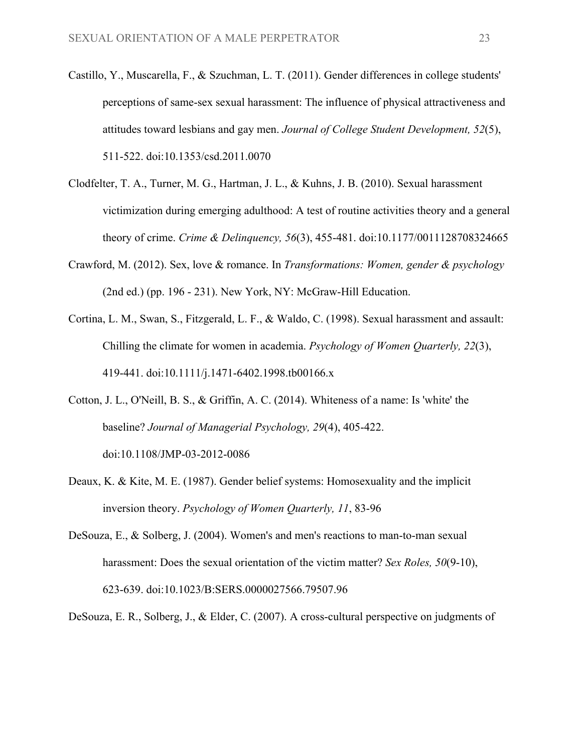Castillo, Y., Muscarella, F., & Szuchman, L. T. (2011). Gender differences in college students' perceptions of same-sex sexual harassment: The influence of physical attractiveness and attitudes toward lesbians and gay men. *Journal of College Student Development, 52*(5), 511-522. doi:10.1353/csd.2011.0070

Clodfelter, T. A., Turner, M. G., Hartman, J. L., & Kuhns, J. B. (2010). Sexual harassment victimization during emerging adulthood: A test of routine activities theory and a general theory of crime. *Crime & Delinquency, 56*(3), 455-481. doi:10.1177/0011128708324665

Crawford, M. (2012). Sex, love & romance. In *Transformations: Women, gender & psychology* (2nd ed.) (pp. 196 - 231). New York, NY: McGraw-Hill Education.

Cortina, L. M., Swan, S., Fitzgerald, L. F., & Waldo, C. (1998). Sexual harassment and assault: Chilling the climate for women in academia. *Psychology of Women Quarterly, 22*(3), 419-441. doi:10.1111/j.1471-6402.1998.tb00166.x

Cotton, J. L., O'Neill, B. S., & Griffin, A. C. (2014). Whiteness of a name: Is 'white' the baseline? *Journal of Managerial Psychology, 29*(4), 405-422. doi:10.1108/JMP-03-2012-0086

Deaux, K. & Kite, M. E. (1987). Gender belief systems: Homosexuality and the implicit inversion theory. *Psychology of Women Quarterly, 11*, 83-96

DeSouza, E., & Solberg, J. (2004). Women's and men's reactions to man-to-man sexual harassment: Does the sexual orientation of the victim matter? *Sex Roles, 50*(9-10), 623-639. doi:10.1023/B:SERS.0000027566.79507.96

DeSouza, E. R., Solberg, J., & Elder, C. (2007). A cross-cultural perspective on judgments of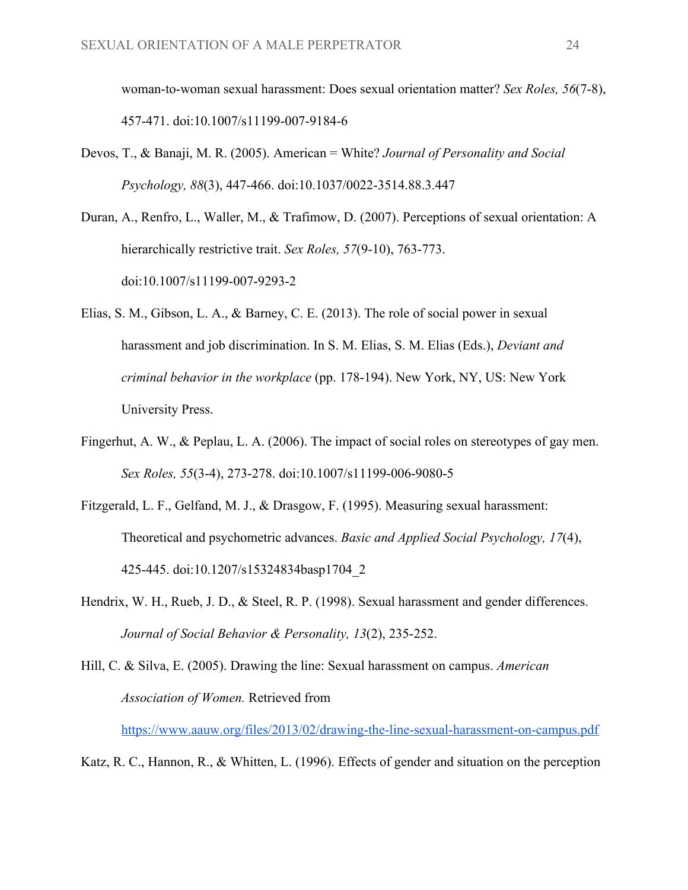woman-to-woman sexual harassment: Does sexual orientation matter? *Sex Roles, 56*(7-8), 457-471. doi:10.1007/s11199-007-9184-6

Devos, T., & Banaji, M. R. (2005). American = White? *Journal of Personality and Social Psychology, 88*(3), 447-466. doi:10.1037/0022-3514.88.3.447

Duran, A., Renfro, L., Waller, M., & Trafimow, D. (2007). Perceptions of sexual orientation: A hierarchically restrictive trait. *Sex Roles, 57*(9-10), 763-773. doi:10.1007/s11199-007-9293-2

Elias, S. M., Gibson, L. A., & Barney, C. E. (2013). The role of social power in sexual harassment and job discrimination. In S. M. Elias, S. M. Elias (Eds.), *Deviant and criminal behavior in the workplace* (pp. 178-194). New York, NY, US: New York University Press.

Fingerhut, A. W., & Peplau, L. A. (2006). The impact of social roles on stereotypes of gay men. *Sex Roles, 55*(3-4), 273-278. doi:10.1007/s11199-006-9080-5

Fitzgerald, L. F., Gelfand, M. J., & Drasgow, F. (1995). Measuring sexual harassment: Theoretical and psychometric advances. *Basic and Applied Social Psychology, 17*(4), 425-445. doi:10.1207/s15324834basp1704_2

Hendrix, W. H., Rueb, J. D., & Steel, R. P. (1998). Sexual harassment and gender differences. *Journal of Social Behavior & Personality, 13*(2), 235-252.

Hill, C. & Silva, E. (2005). Drawing the line: Sexual harassment on campus. *American Association of Women.* Retrieved from https://www.aauw.org/files/2013/02/drawing-the-line-sexual-harassment-on-campus.pdf

Katz, R. C., Hannon, R., & Whitten, L. (1996). Effects of gender and situation on the perception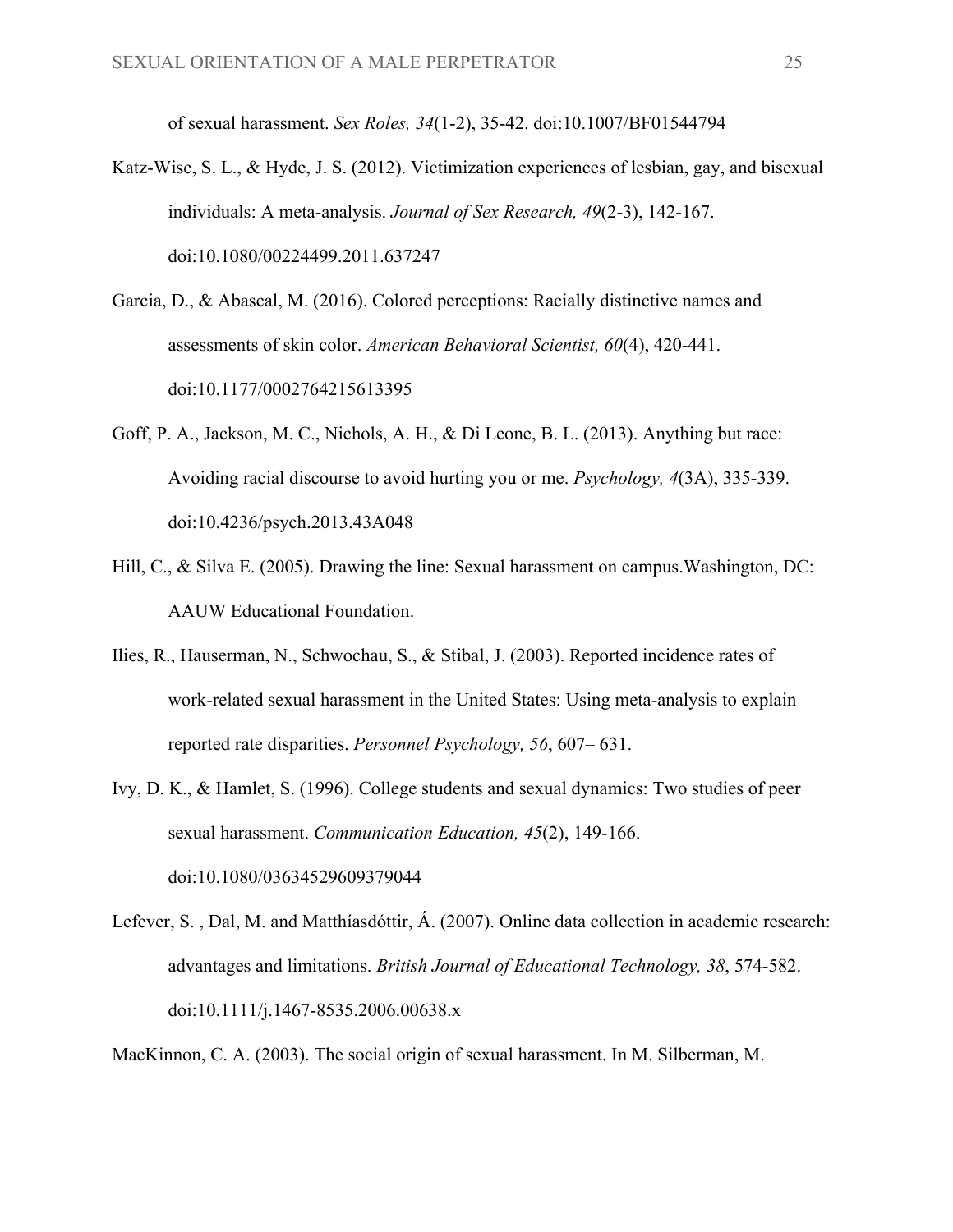of sexual harassment. *Sex Roles, 34*(1-2), 35-42. doi:10.1007/BF01544794

Katz-Wise, S. L., & Hyde, J. S. (2012). Victimization experiences of lesbian, gay, and bisexual individuals: A meta-analysis. *Journal of Sex Research, 49*(2-3), 142-167. doi:10.1080/00224499.2011.637247

Garcia, D., & Abascal, M. (2016). Colored perceptions: Racially distinctive names and assessments of skin color. *American Behavioral Scientist, 60*(4), 420-441. doi:10.1177/0002764215613395

Goff, P. A., Jackson, M. C., Nichols, A. H., & Di Leone, B. L. (2013). Anything but race: Avoiding racial discourse to avoid hurting you or me. *Psychology, 4*(3A), 335-339. doi:10.4236/psych.2013.43A048

Hill, C., & Silva E. (2005). Drawing the line: Sexual harassment on campus.Washington, DC: AAUW Educational Foundation.

Ilies, R., Hauserman, N., Schwochau, S., & Stibal, J. (2003). Reported incidence rates of work-related sexual harassment in the United States: Using meta-analysis to explain reported rate disparities. *Personnel Psychology, 56*, 607– 631.

Ivy, D. K., & Hamlet, S. (1996). College students and sexual dynamics: Two studies of peer sexual harassment. *Communication Education, 45*(2), 149-166. doi:10.1080/03634529609379044

Lefever, S. , Dal, M. and Matthíasdóttir, Á. (2007). Online data collection in academic research: advantages and limitations. *British Journal of Educational Technology, 38*, 574-582. doi:10.1111/j.1467-8535.2006.00638.x

MacKinnon, C. A. (2003). The social origin of sexual harassment. In M. Silberman, M.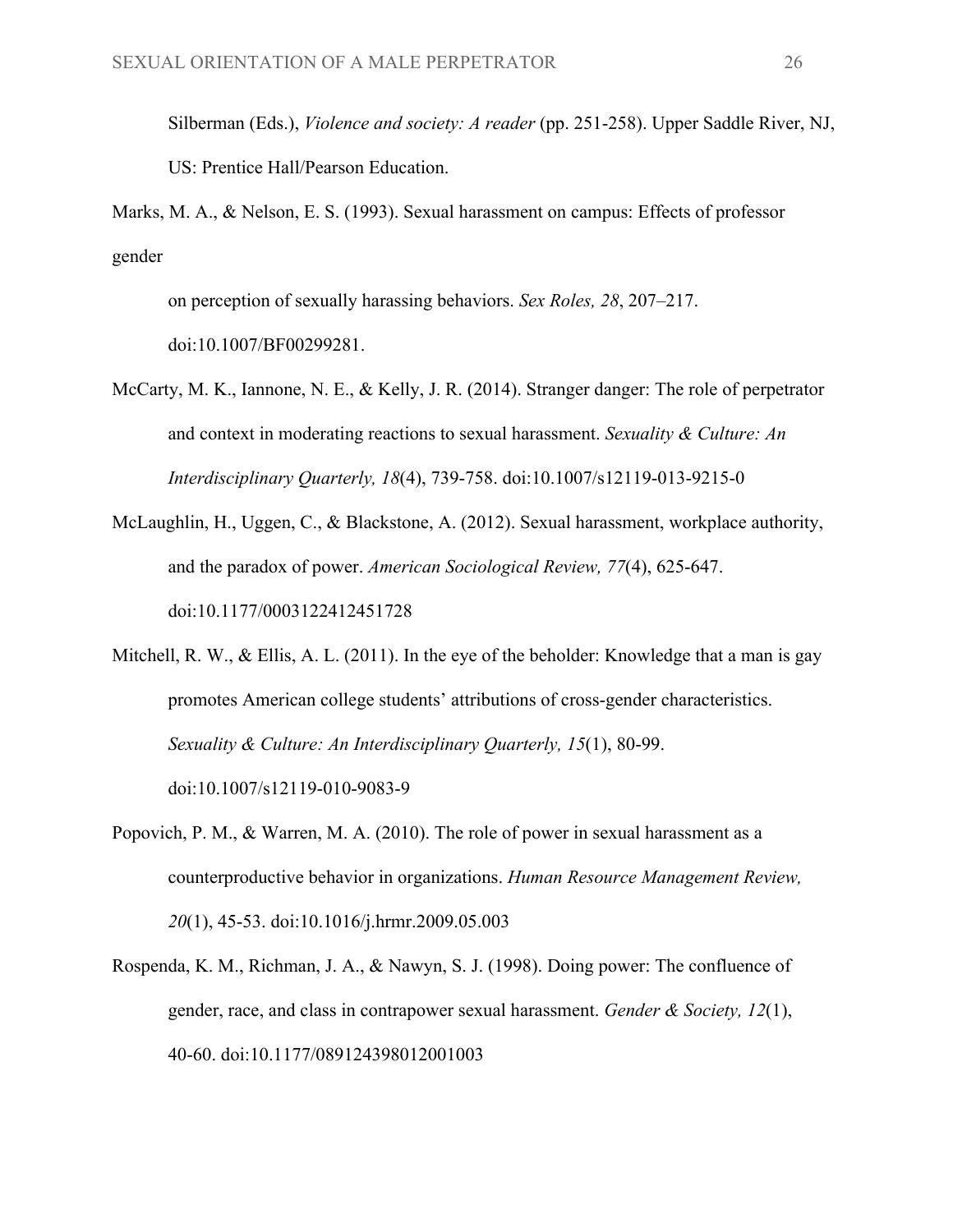Silberman (Eds.), *Violence and society: A reader* (pp. 251-258). Upper Saddle River, NJ, US: Prentice Hall/Pearson Education.

Marks, M. A., & Nelson, E. S. (1993). Sexual harassment on campus: Effects of professor gender

on perception of sexually harassing behaviors. *Sex Roles, 28*, 207–217. doi:10.1007/BF00299281.

McCarty, M. K., Iannone, N. E., & Kelly, J. R. (2014). Stranger danger: The role of perpetrator and context in moderating reactions to sexual harassment. *Sexuality & Culture: An Interdisciplinary Quarterly, 18*(4), 739-758. doi:10.1007/s12119-013-9215-0

McLaughlin, H., Uggen, C., & Blackstone, A. (2012). Sexual harassment, workplace authority, and the paradox of power. *American Sociological Review, 77*(4), 625-647. doi:10.1177/0003122412451728

Mitchell, R. W., & Ellis, A. L. (2011). In the eye of the beholder: Knowledge that a man is gay promotes American college students' attributions of cross-gender characteristics. *Sexuality & Culture: An Interdisciplinary Quarterly, 15*(1), 80-99. doi:10.1007/s12119-010-9083-9

Popovich, P. M., & Warren, M. A. (2010). The role of power in sexual harassment as a counterproductive behavior in organizations. *Human Resource Management Review, 20*(1), 45-53. doi:10.1016/j.hrmr.2009.05.003

Rospenda, K. M., Richman, J. A., & Nawyn, S. J. (1998). Doing power: The confluence of gender, race, and class in contrapower sexual harassment. *Gender & Society, 12*(1), 40-60. doi:10.1177/089124398012001003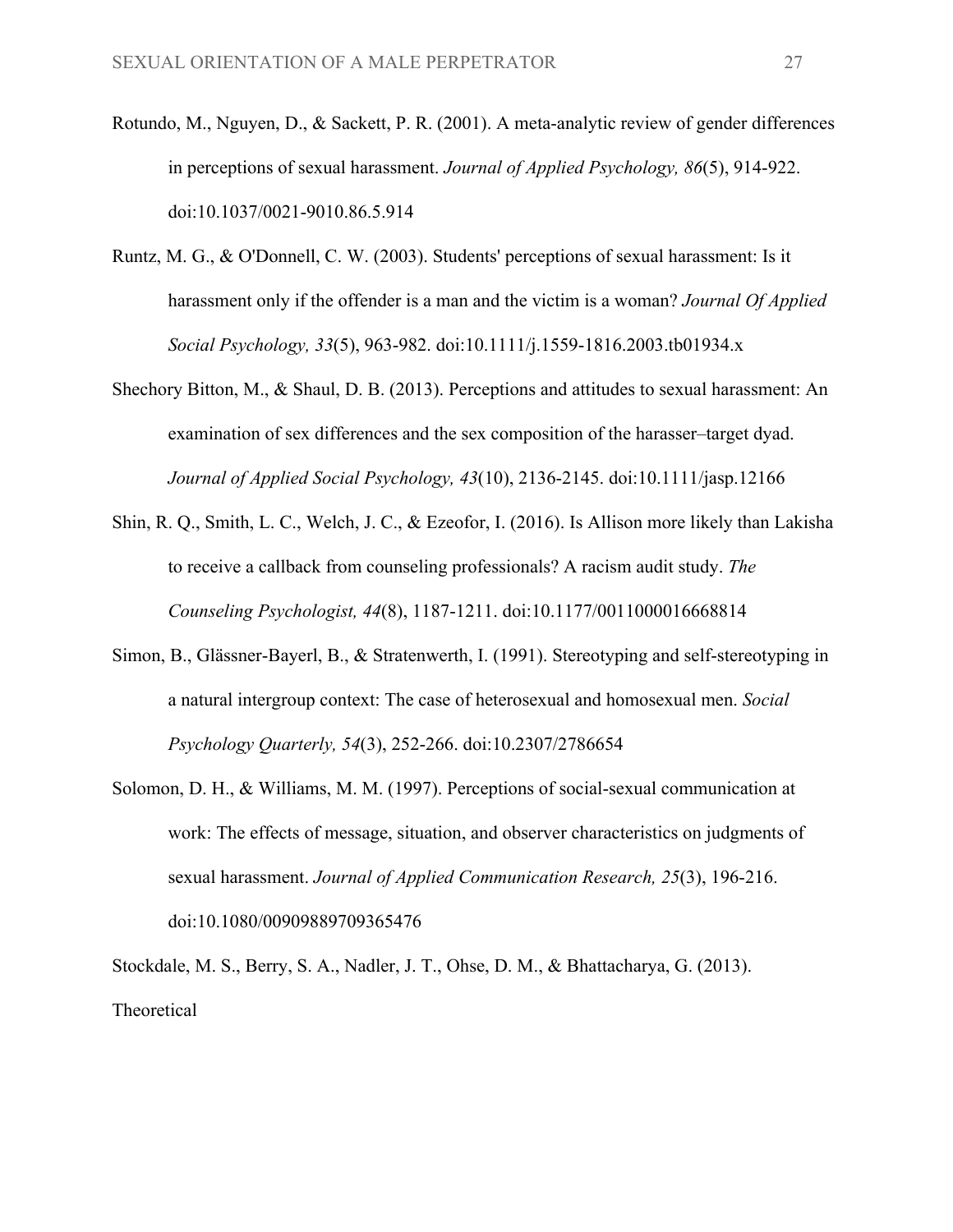Rotundo, M., Nguyen, D., & Sackett, P. R. (2001). A meta-analytic review of gender differences in perceptions of sexual harassment. *Journal of Applied Psychology, 86*(5), 914-922. doi:10.1037/0021-9010.86.5.914

Runtz, M. G., & O'Donnell, C. W. (2003). Students' perceptions of sexual harassment: Is it harassment only if the offender is a man and the victim is a woman? *Journal Of Applied Social Psychology, 33*(5), 963-982. doi:10.1111/j.1559-1816.2003.tb01934.x

Shechory Bitton, M., & Shaul, D. B. (2013). Perceptions and attitudes to sexual harassment: An examination of sex differences and the sex composition of the harasser–target dyad. *Journal of Applied Social Psychology, 43*(10), 2136-2145. doi:10.1111/jasp.12166

Shin, R. Q., Smith, L. C., Welch, J. C., & Ezeofor, I. (2016). Is Allison more likely than Lakisha to receive a callback from counseling professionals? A racism audit study. *The Counseling Psychologist, 44*(8), 1187-1211. doi:10.1177/0011000016668814

Simon, B., Glässner-Bayerl, B., & Stratenwerth, I. (1991). Stereotyping and self-stereotyping in a natural intergroup context: The case of heterosexual and homosexual men. *Social Psychology Quarterly, 54*(3), 252-266. doi:10.2307/2786654

Solomon, D. H., & Williams, M. M. (1997). Perceptions of social-sexual communication at work: The effects of message, situation, and observer characteristics on judgments of sexual harassment. *Journal of Applied Communication Research, 25*(3), 196-216. doi:10.1080/00909889709365476

Stockdale, M. S., Berry, S. A., Nadler, J. T., Ohse, D. M., & Bhattacharya, G. (2013).

Theoretical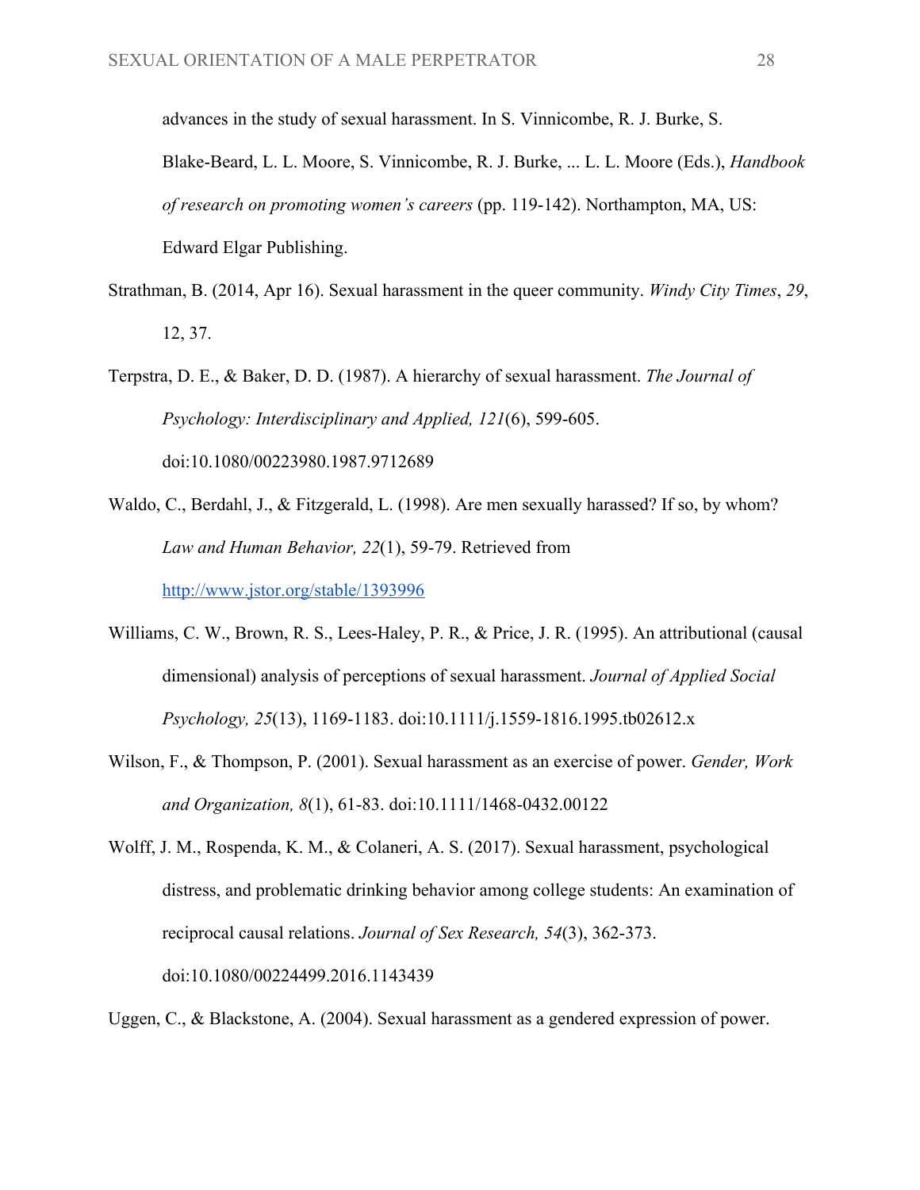advances in the study of sexual harassment. In S. Vinnicombe, R. J. Burke, S. Blake-Beard, L. L. Moore, S. Vinnicombe, R. J. Burke, ... L. L. Moore (Eds.), *Handbook of research on promoting women's careers* (pp. 119-142). Northampton, MA, US: Edward Elgar Publishing.

Strathman, B. (2014, Apr 16). Sexual harassment in the queer community. *Windy City Times*, *29*, 12, 37.

Terpstra, D. E., & Baker, D. D. (1987). A hierarchy of sexual harassment. *The Journal of Psychology: Interdisciplinary and Applied, 121*(6), 599-605. doi:10.1080/00223980.1987.9712689

Waldo, C., Berdahl, J., & Fitzgerald, L. (1998). Are men sexually harassed? If so, by whom? *Law and Human Behavior, 22*(1), 59-79. Retrieved from http://www.jstor.org/stable/1393996

Williams, C. W., Brown, R. S., Lees-Haley, P. R., & Price, J. R. (1995). An attributional (causal dimensional) analysis of perceptions of sexual harassment. *Journal of Applied Social Psychology, 25*(13), 1169-1183. doi:10.1111/j.1559-1816.1995.tb02612.x

Wilson, F., & Thompson, P. (2001). Sexual harassment as an exercise of power. *Gender, Work and Organization, 8*(1), 61-83. doi:10.1111/1468-0432.00122

Wolff, J. M., Rospenda, K. M., & Colaneri, A. S. (2017). Sexual harassment, psychological distress, and problematic drinking behavior among college students: An examination of reciprocal causal relations. *Journal of Sex Research, 54*(3), 362-373. doi:10.1080/00224499.2016.1143439

Uggen, C., & Blackstone, A. (2004). Sexual harassment as a gendered expression of power.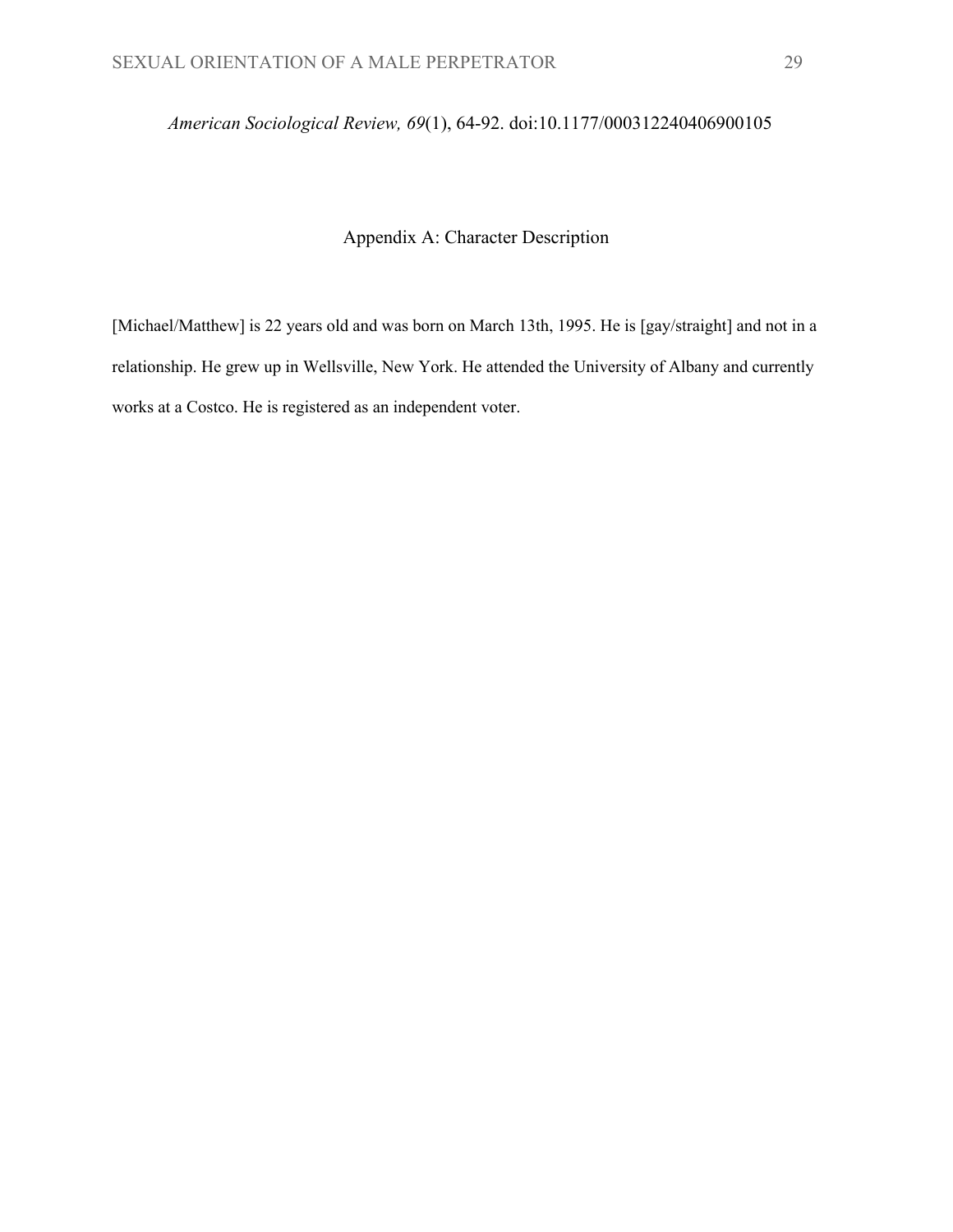*American Sociological Review, 69*(1), 64-92. doi:10.1177/000312240406900105

## Appendix A: Character Description

[Michael/Matthew] is 22 years old and was born on March 13th, 1995. He is [gay/straight] and not in a relationship. He grew up in Wellsville, New York. He attended the University of Albany and currently works at a Costco. He is registered as an independent voter.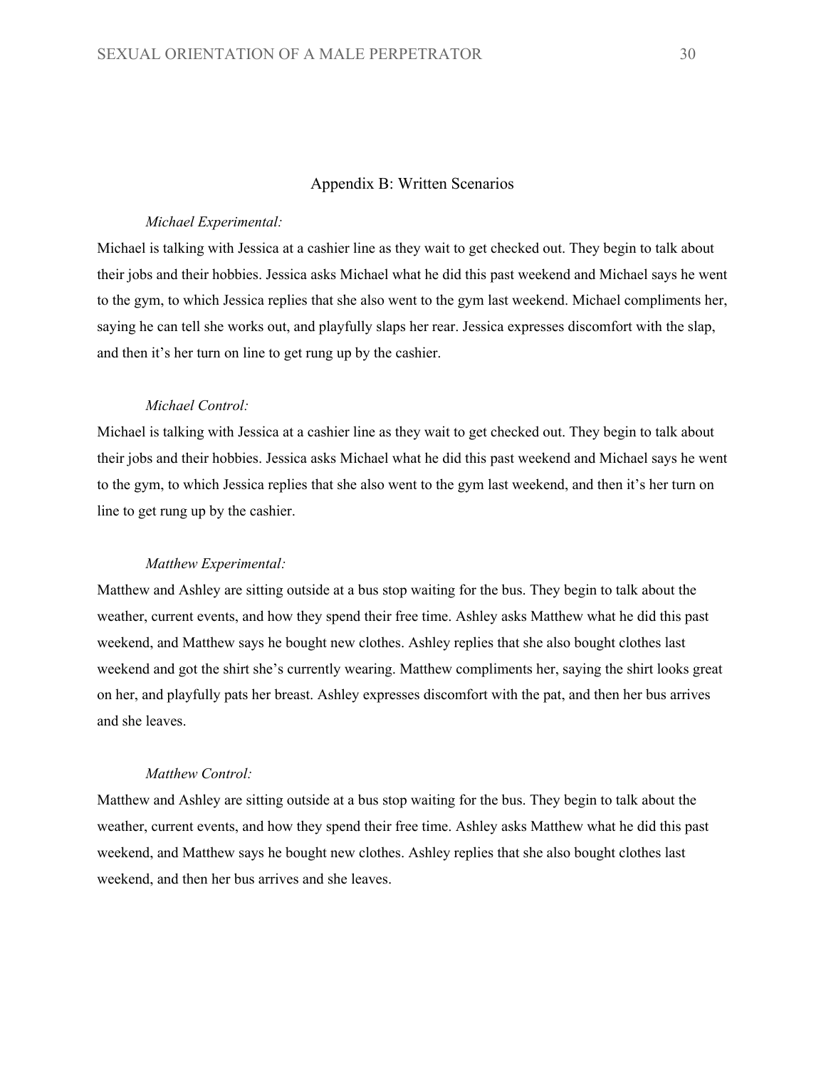## Appendix B: Written Scenarios

*Michael Experimental:*

Michael is talking with Jessica at a cashier line as they wait to get checked out. They begin to talk about their jobs and their hobbies. Jessica asks Michael what he did this past weekend and Michael says he went to the gym, to which Jessica replies that she also went to the gym last weekend. Michael compliments her, saying he can tell she works out, and playfully slaps her rear. Jessica expresses discomfort with the slap, and then it's her turn on line to get rung up by the cashier.

*Michael Control:*

Michael is talking with Jessica at a cashier line as they wait to get checked out. They begin to talk about their jobs and their hobbies. Jessica asks Michael what he did this past weekend and Michael says he went to the gym, to which Jessica replies that she also went to the gym last weekend, and then it's her turn on line to get rung up by the cashier.

*Matthew Experimental:*

Matthew and Ashley are sitting outside at a bus stop waiting for the bus. They begin to talk about the weather, current events, and how they spend their free time. Ashley asks Matthew what he did this past weekend, and Matthew says he bought new clothes. Ashley replies that she also bought clothes last weekend and got the shirt she's currently wearing. Matthew compliments her, saying the shirt looks great on her, and playfully pats her breast. Ashley expresses discomfort with the pat, and then her bus arrives and she leaves.

*Matthew Control:*

Matthew and Ashley are sitting outside at a bus stop waiting for the bus. They begin to talk about the weather, current events, and how they spend their free time. Ashley asks Matthew what he did this past weekend, and Matthew says he bought new clothes. Ashley replies that she also bought clothes last weekend, and then her bus arrives and she leaves.